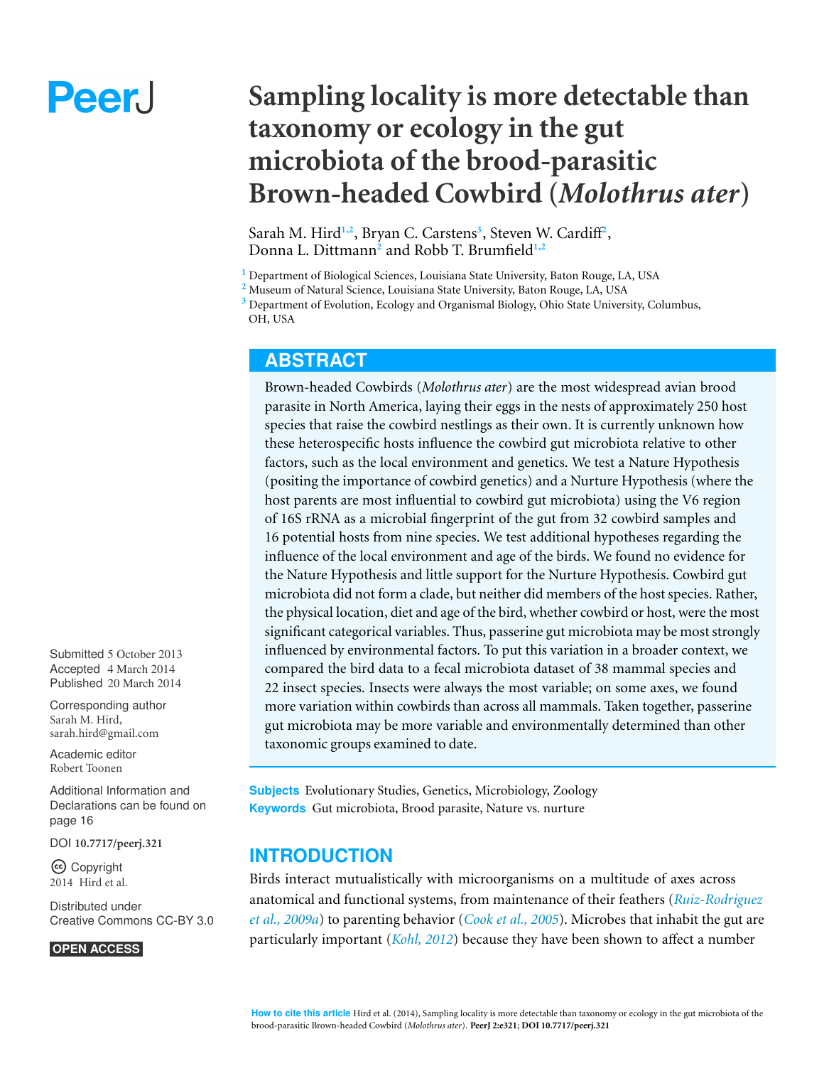# Sampling locality is more detectable than taxonomy or ecology in the gut microbiota of the brood-parasitic Brown-headed Cowbird (*Molothrus ater*)

Sarah M. Hird[1,2], Bryan C. Carstens[3], Steven W. Cardiff[2], Donna L. Dittmann[2] and Robb T. Brumfield[1,2]

[1] Department of Biological Sciences, Louisiana State University, Baton Rouge, LA, USA
[2] Museum of Natural Science, Louisiana State University, Baton Rouge, LA, USA
[3] Department of Evolution, Ecology and Organismal Biology, Ohio State University, Columbus, OH, USA

## ABSTRACT

Brown-headed Cowbirds (*Molothrus ater*) are the most widespread avian brood parasite in North America, laying their eggs in the nests of approximately 250 host species that raise the cowbird nestlings as their own. It is currently unknown how these heterospecific hosts influence the cowbird gut microbiota relative to other factors, such as the local environment and genetics. We test a Nature Hypothesis (positing the importance of cowbird genetics) and a Nurture Hypothesis (where the host parents are most influential to cowbird gut microbiota) using the V6 region of 16S rRNA as a microbial fingerprint of the gut from 32 cowbird samples and 16 potential hosts from nine species. We test additional hypotheses regarding the influence of the local environment and age of the birds. We found no evidence for the Nature Hypothesis and little support for the Nurture Hypothesis. Cowbird gut microbiota did not form a clade, but neither did members of the host species. Rather, the physical location, diet and age of the bird, whether cowbird or host, were the most significant categorical variables. Thus, passerine gut microbiota may be most strongly influenced by environmental factors. To put this variation in a broader context, we compared the bird data to a fecal microbiota dataset of 38 mammal species and 22 insect species. Insects were always the most variable; on some axes, we found more variation within cowbirds than across all mammals. Taken together, passerine gut microbiota may be more variable and environmentally determined than other taxonomic groups examined to date.

Submitted 5 October 2013
Accepted 4 March 2014
Published 20 March 2014

Corresponding author
Sarah M. Hird,
sarah.hird@gmail.com

Academic editor
Robert Toonen

Additional Information and Declarations can be found on page 16

DOI 10.7717/peerj.321

Copyright
2014 Hird et al.

Distributed under
Creative Commons CC-BY 3.0

OPEN ACCESS

**Subjects** Evolutionary Studies, Genetics, Microbiology, Zoology
**Keywords** Gut microbiota, Brood parasite, Nature vs. nurture

## INTRODUCTION

Birds interact mutualistically with microorganisms on a multitude of axes across anatomical and functional systems, from maintenance of their feathers (*Ruiz-Rodriguez et al., 2009a*) to parenting behavior (*Cook et al., 2005*). Microbes that inhabit the gut are particularly important (*Kohl, 2012*) because they have been shown to affect a number

How to cite this article Hird et al. (2014), Sampling locality is more detectable than taxonomy or ecology in the gut microbiota of the brood-parasitic Brown-headed Cowbird (*Molothrus ater*). PeerJ 2:e321; DOI 10.7717/peerj.321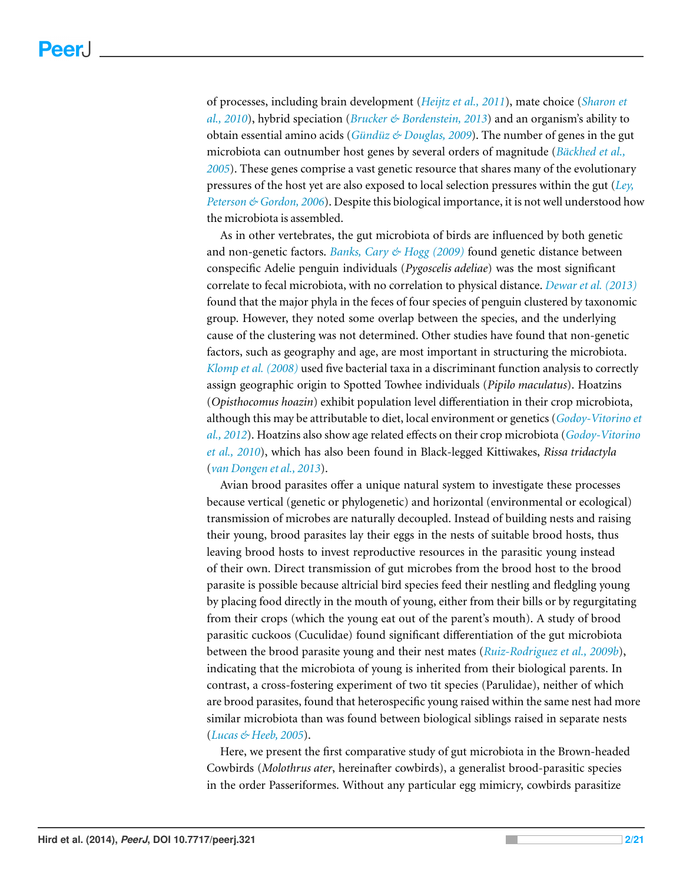of processes, including brain development (*Heijtz et al., 2011*), mate choice (*Sharon et al., 2010*), hybrid speciation (*Brucker & Bordenstein, 2013*) and an organism's ability to obtain essential amino acids (*Gündüz & Douglas, 2009*). The number of genes in the gut microbiota can outnumber host genes by several orders of magnitude (*Bäckhed et al., 2005*). These genes comprise a vast genetic resource that shares many of the evolutionary pressures of the host yet are also exposed to local selection pressures within the gut (*Ley, Peterson & Gordon, 2006*). Despite this biological importance, it is not well understood how the microbiota is assembled.

As in other vertebrates, the gut microbiota of birds are influenced by both genetic and non-genetic factors. *Banks, Cary & Hogg (2009)* found genetic distance between conspecific Adelie penguin individuals (*Pygoscelis adeliae*) was the most significant correlate to fecal microbiota, with no correlation to physical distance. *Dewar et al. (2013)* found that the major phyla in the feces of four species of penguin clustered by taxonomic group. However, they noted some overlap between the species, and the underlying cause of the clustering was not determined. Other studies have found that non-genetic factors, such as geography and age, are most important in structuring the microbiota. *Klomp et al. (2008)* used five bacterial taxa in a discriminant function analysis to correctly assign geographic origin to Spotted Towhee individuals (*Pipilo maculatus*). Hoatzins (*Opisthocomus hoazin*) exhibit population level differentiation in their crop microbiota, although this may be attributable to diet, local environment or genetics (*Godoy-Vitorino et al., 2012*). Hoatzins also show age related effects on their crop microbiota (*Godoy-Vitorino et al., 2010*), which has also been found in Black-legged Kittiwakes, *Rissa tridactyla* (*van Dongen et al., 2013*).

Avian brood parasites offer a unique natural system to investigate these processes because vertical (genetic or phylogenetic) and horizontal (environmental or ecological) transmission of microbes are naturally decoupled. Instead of building nests and raising their young, brood parasites lay their eggs in the nests of suitable brood hosts, thus leaving brood hosts to invest reproductive resources in the parasitic young instead of their own. Direct transmission of gut microbes from the brood host to the brood parasite is possible because altricial bird species feed their nestling and fledgling young by placing food directly in the mouth of young, either from their bills or by regurgitating from their crops (which the young eat out of the parent's mouth). A study of brood parasitic cuckoos (Cuculidae) found significant differentiation of the gut microbiota between the brood parasite young and their nest mates (*Ruiz-Rodriguez et al., 2009b*), indicating that the microbiota of young is inherited from their biological parents. In contrast, a cross-fostering experiment of two tit species (Parulidae), neither of which are brood parasites, found that heterospecific young raised within the same nest had more similar microbiota than was found between biological siblings raised in separate nests (*Lucas & Heeb, 2005*).

Here, we present the first comparative study of gut microbiota in the Brown-headed Cowbirds (*Molothrus ater*, hereinafter cowbirds), a generalist brood-parasitic species in the order Passeriformes. Without any particular egg mimicry, cowbirds parasitize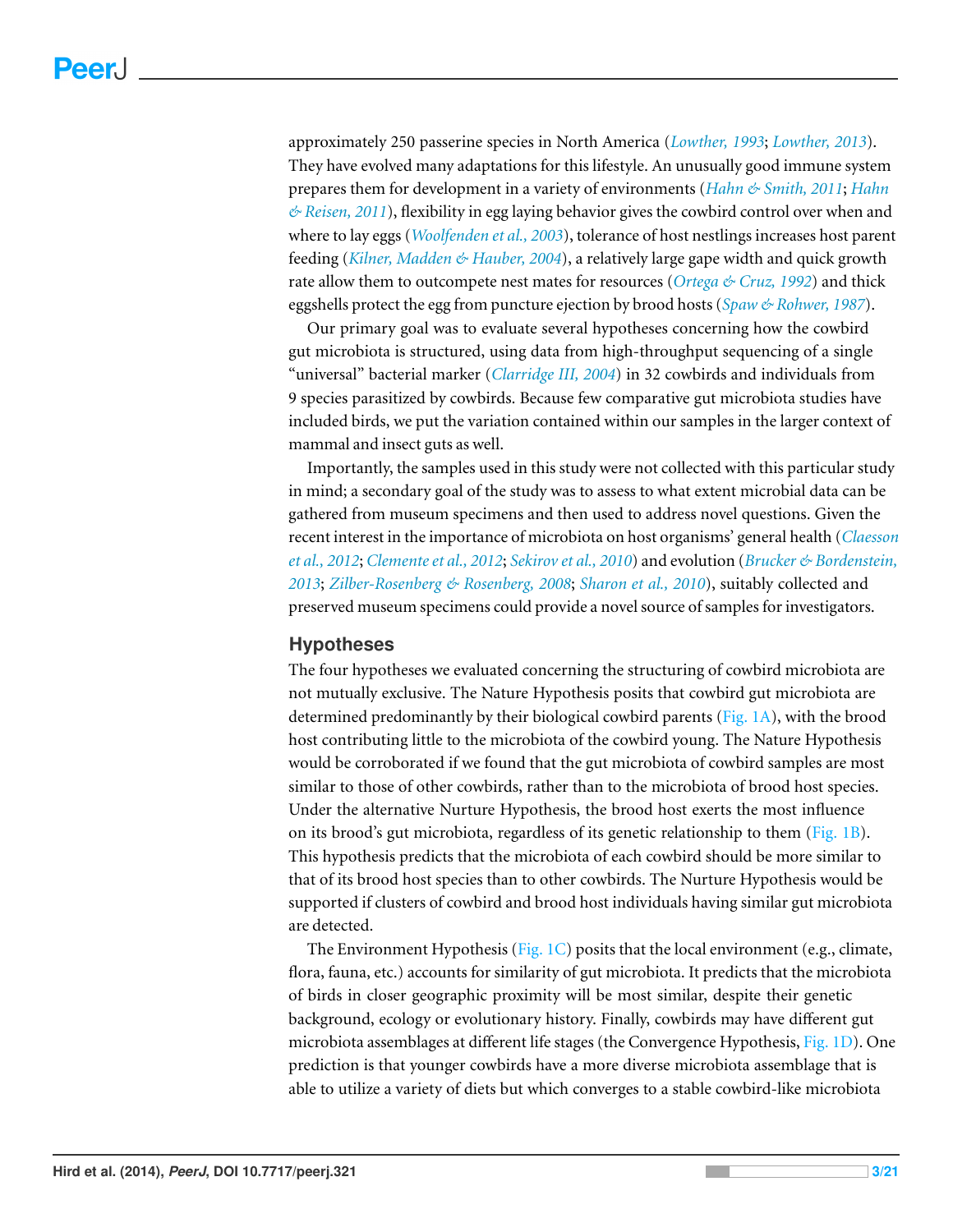approximately 250 passerine species in North America (*Lowther, 1993*; *Lowther, 2013*). They have evolved many adaptations for this lifestyle. An unusually good immune system prepares them for development in a variety of environments (*Hahn & Smith, 2011*; *Hahn & Reisen, 2011*), flexibility in egg laying behavior gives the cowbird control over when and where to lay eggs (*Woolfenden et al., 2003*), tolerance of host nestlings increases host parent feeding (*Kilner, Madden & Hauber, 2004*), a relatively large gape width and quick growth rate allow them to outcompete nest mates for resources (*Ortega & Cruz, 1992*) and thick eggshells protect the egg from puncture ejection by brood hosts (*Spaw & Rohwer, 1987*).

Our primary goal was to evaluate several hypotheses concerning how the cowbird gut microbiota is structured, using data from high-throughput sequencing of a single "universal" bacterial marker (*Clarridge III, 2004*) in 32 cowbirds and individuals from 9 species parasitized by cowbirds. Because few comparative gut microbiota studies have included birds, we put the variation contained within our samples in the larger context of mammal and insect guts as well.

Importantly, the samples used in this study were not collected with this particular study in mind; a secondary goal of the study was to assess to what extent microbial data can be gathered from museum specimens and then used to address novel questions. Given the recent interest in the importance of microbiota on host organisms' general health (*Claesson et al., 2012*; *Clemente et al., 2012*; *Sekirov et al., 2010*) and evolution (*Brucker & Bordenstein, 2013*; *Zilber-Rosenberg & Rosenberg, 2008*; *Sharon et al., 2010*), suitably collected and preserved museum specimens could provide a novel source of samples for investigators.

## Hypotheses

The four hypotheses we evaluated concerning the structuring of cowbird microbiota are not mutually exclusive. The Nature Hypothesis posits that cowbird gut microbiota are determined predominantly by their biological cowbird parents (Fig. 1A), with the brood host contributing little to the microbiota of the cowbird young. The Nature Hypothesis would be corroborated if we found that the gut microbiota of cowbird samples are most similar to those of other cowbirds, rather than to the microbiota of brood host species. Under the alternative Nurture Hypothesis, the brood host exerts the most influence on its brood's gut microbiota, regardless of its genetic relationship to them (Fig. 1B). This hypothesis predicts that the microbiota of each cowbird should be more similar to that of its brood host species than to other cowbirds. The Nurture Hypothesis would be supported if clusters of cowbird and brood host individuals having similar gut microbiota are detected.

The Environment Hypothesis (Fig. 1C) posits that the local environment (e.g., climate, flora, fauna, etc.) accounts for similarity of gut microbiota. It predicts that the microbiota of birds in closer geographic proximity will be most similar, despite their genetic background, ecology or evolutionary history. Finally, cowbirds may have different gut microbiota assemblages at different life stages (the Convergence Hypothesis, Fig. 1D). One prediction is that younger cowbirds have a more diverse microbiota assemblage that is able to utilize a variety of diets but which converges to a stable cowbird-like microbiota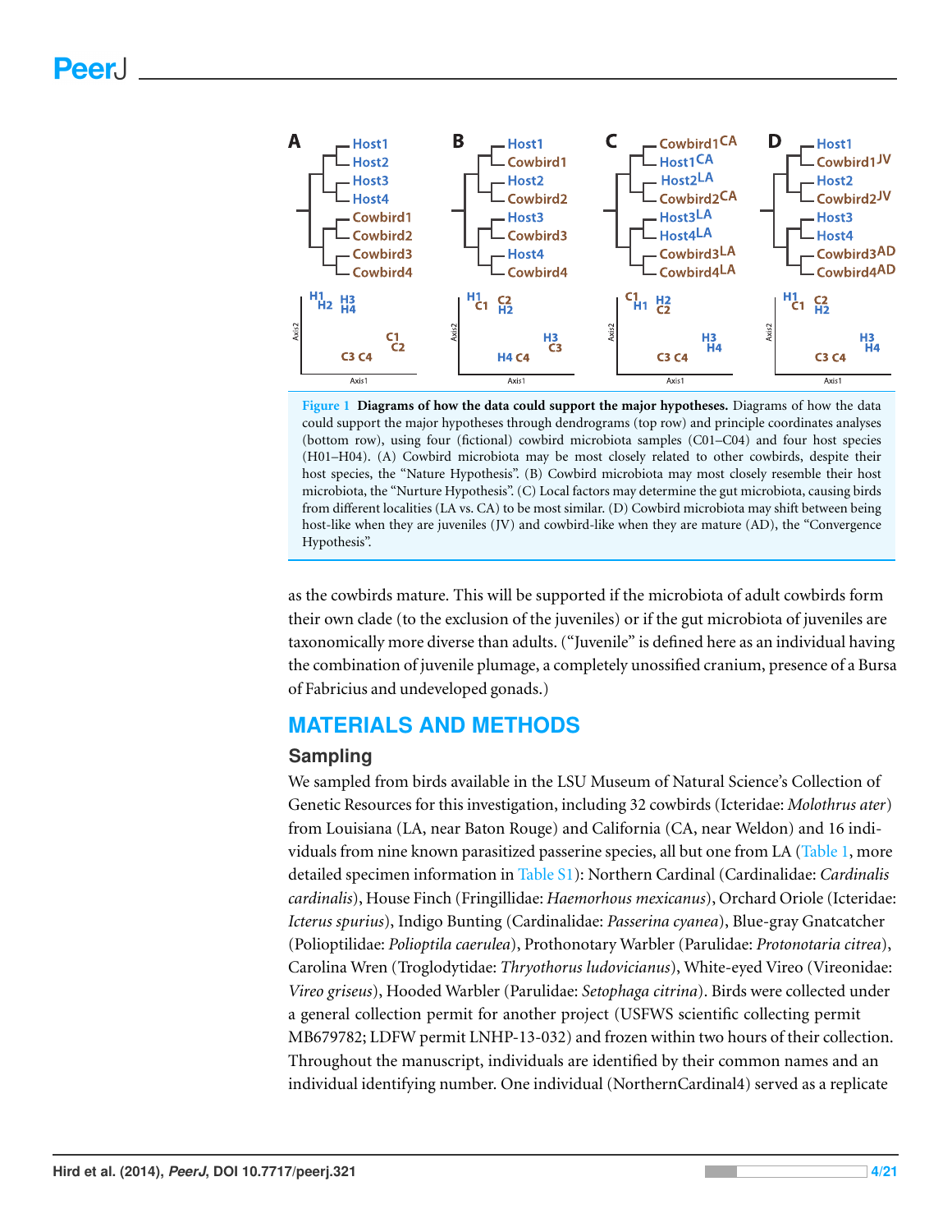**Figure 1 Diagrams of how the data could support the major hypotheses.** Diagrams of how the data could support the major hypotheses through dendrograms (top row) and principle coordinates analyses (bottom row), using four (fictional) cowbird microbiota samples (C01–C04) and four host species (H01–H04). (A) Cowbird microbiota may be most closely related to other cowbirds, despite their host species, the "Nature Hypothesis". (B) Cowbird microbiota may most closely resemble their host microbiota, the "Nurture Hypothesis". (C) Local factors may determine the gut microbiota, causing birds from different localities (LA vs. CA) to be most similar. (D) Cowbird microbiota may shift between being host-like when they are juveniles (JV) and cowbird-like when they are mature (AD), the "Convergence Hypothesis".

as the cowbirds mature. This will be supported if the microbiota of adult cowbirds form their own clade (to the exclusion of the juveniles) or if the gut microbiota of juveniles are taxonomically more diverse than adults. ("Juvenile" is defined here as an individual having the combination of juvenile plumage, a completely unossified cranium, presence of a Bursa of Fabricius and undeveloped gonads.)

# MATERIALS AND METHODS

## Sampling

We sampled from birds available in the LSU Museum of Natural Science's Collection of Genetic Resources for this investigation, including 32 cowbirds (Icteridae: *Molothrus ater*) from Louisiana (LA, near Baton Rouge) and California (CA, near Weldon) and 16 individuals from nine known parasitized passerine species, all but one from LA (Table 1, more detailed specimen information in Table S1): Northern Cardinal (Cardinalidae: *Cardinalis cardinalis*), House Finch (Fringillidae: *Haemorhous mexicanus*), Orchard Oriole (Icteridae: *Icterus spurius*), Indigo Bunting (Cardinalidae: *Passerina cyanea*), Blue-gray Gnatcatcher (Polioptilidae: *Polioptila caerulea*), Prothonotary Warbler (Parulidae: *Protonotaria citrea*), Carolina Wren (Troglodytidae: *Thryothorus ludovicianus*), White-eyed Vireo (Vireonidae: *Vireo griseus*), Hooded Warbler (Parulidae: *Setophaga citrina*). Birds were collected under a general collection permit for another project (USFWS scientific collecting permit MB679782; LDFW permit LNHP-13-032) and frozen within two hours of their collection. Throughout the manuscript, individuals are identified by their common names and an individual identifying number. One individual (NorthernCardinal4) served as a replicate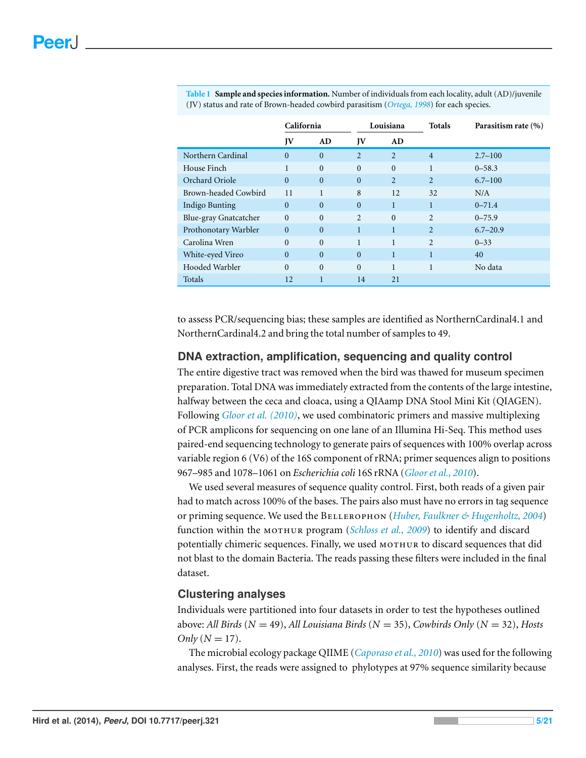**Table 1 Sample and species information.** Number of individuals from each locality, adult (AD)/juvenile (JV) status and rate of Brown-headed cowbird parasitism (Ortega, 1998) for each species.

| | California | | Louisiana | | Totals | Parasitism rate (%) |
|---|---|---|---|---|---|---|
| | JV | AD | JV | AD | | |
| Northern Cardinal | 0 | 0 | 2 | 2 | 4 | 2.7–100 |
| House Finch | 1 | 0 | 0 | 0 | 1 | 0–58.3 |
| Orchard Oriole | 0 | 0 | 0 | 2 | 2 | 6.7–100 |
| Brown-headed Cowbird | 11 | 1 | 8 | 12 | 32 | N/A |
| Indigo Bunting | 0 | 0 | 0 | 1 | 1 | 0–71.4 |
| Blue-gray Gnatcatcher | 0 | 0 | 2 | 0 | 2 | 0–75.9 |
| Prothonotary Warbler | 0 | 0 | 1 | 1 | 2 | 6.7–20.9 |
| Carolina Wren | 0 | 0 | 1 | 1 | 2 | 0–33 |
| White-eyed Vireo | 0 | 0 | 0 | 1 | 1 | 40 |
| Hooded Warbler | 0 | 0 | 0 | 1 | 1 | No data |
| Totals | 12 | 1 | 14 | 21 | | |

to assess PCR/sequencing bias; these samples are identified as NorthernCardinal4.1 and NorthernCardinal4.2 and bring the total number of samples to 49.

### DNA extraction, amplification, sequencing and quality control

The entire digestive tract was removed when the bird was thawed for museum specimen preparation. Total DNA was immediately extracted from the contents of the large intestine, halfway between the ceca and cloaca, using a QIAamp DNA Stool Mini Kit (QIAGEN). Following Gloor et al. (2010), we used combinatoric primers and massive multiplexing of PCR amplicons for sequencing on one lane of an Illumina Hi-Seq. This method uses paired-end sequencing technology to generate pairs of sequences with 100% overlap across variable region 6 (V6) of the 16S component of rRNA; primer sequences align to positions 967–985 and 1078–1061 on *Escherichia coli* 16S rRNA (Gloor et al., 2010).

We used several measures of sequence quality control. First, both reads of a given pair had to match across 100% of the bases. The pairs also must have no errors in tag sequence or priming sequence. We used the Bellerophon (Huber, Faulkner & Hugenholtz, 2004) function within the mothur program (Schloss et al., 2009) to identify and discard potentially chimeric sequences. Finally, we used mothur to discard sequences that did not blast to the domain Bacteria. The reads passing these filters were included in the final dataset.

### Clustering analyses

Individuals were partitioned into four datasets in order to test the hypotheses outlined above: *All Birds* ($N = 49$), *All Louisiana Birds* ($N = 35$), *Cowbirds Only* ($N = 32$), *Hosts Only* ($N = 17$).

The microbial ecology package QIIME (Caporaso et al., 2010) was used for the following analyses. First, the reads were assigned to phylotypes at 97% sequence similarity because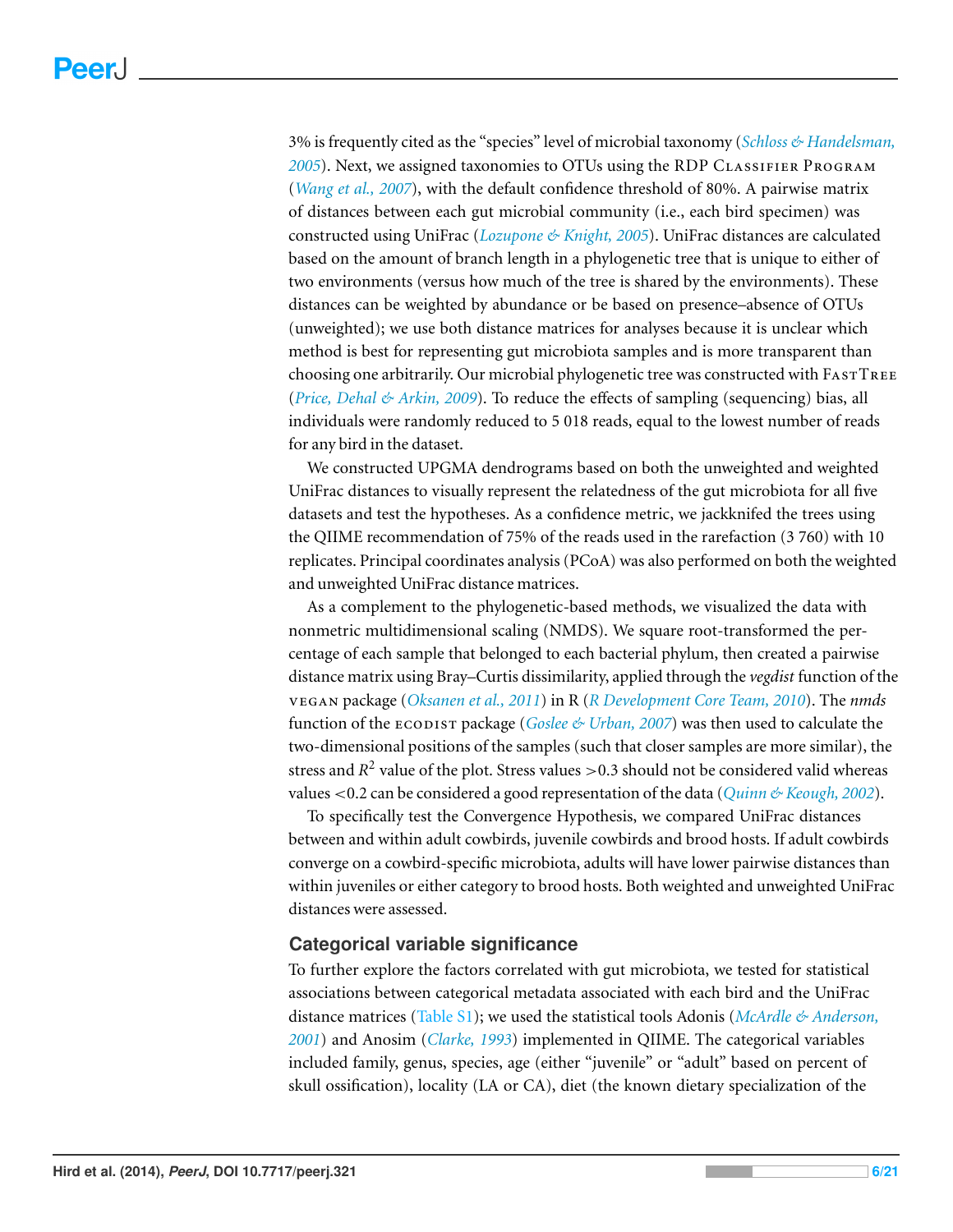3% is frequently cited as the "species" level of microbial taxonomy (*Schloss & Handelsman, 2005*). Next, we assigned taxonomies to OTUs using the RDP CLASSIFIER PROGRAM (*Wang et al., 2007*), with the default confidence threshold of 80%. A pairwise matrix of distances between each gut microbial community (i.e., each bird specimen) was constructed using UniFrac (*Lozupone & Knight, 2005*). UniFrac distances are calculated based on the amount of branch length in a phylogenetic tree that is unique to either of two environments (versus how much of the tree is shared by the environments). These distances can be weighted by abundance or be based on presence–absence of OTUs (unweighted); we use both distance matrices for analyses because it is unclear which method is best for representing gut microbiota samples and is more transparent than choosing one arbitrarily. Our microbial phylogenetic tree was constructed with FASTTREE (*Price, Dehal & Arkin, 2009*). To reduce the effects of sampling (sequencing) bias, all individuals were randomly reduced to 5 018 reads, equal to the lowest number of reads for any bird in the dataset.

We constructed UPGMA dendrograms based on both the unweighted and weighted UniFrac distances to visually represent the relatedness of the gut microbiota for all five datasets and test the hypotheses. As a confidence metric, we jackknifed the trees using the QIIME recommendation of 75% of the reads used in the rarefaction (3 760) with 10 replicates. Principal coordinates analysis (PCoA) was also performed on both the weighted and unweighted UniFrac distance matrices.

As a complement to the phylogenetic-based methods, we visualized the data with nonmetric multidimensional scaling (NMDS). We square root-transformed the percentage of each sample that belonged to each bacterial phylum, then created a pairwise distance matrix using Bray–Curtis dissimilarity, applied through the *vegdist* function of the VEGAN package (*Oksanen et al., 2011*) in R (*R Development Core Team, 2010*). The *nmds* function of the ECODIST package (*Goslee & Urban, 2007*) was then used to calculate the two-dimensional positions of the samples (such that closer samples are more similar), the stress and $R^2$ value of the plot. Stress values $>0.3$ should not be considered valid whereas values $<0.2$ can be considered a good representation of the data (*Quinn & Keough, 2002*).

To specifically test the Convergence Hypothesis, we compared UniFrac distances between and within adult cowbirds, juvenile cowbirds and brood hosts. If adult cowbirds converge on a cowbird-specific microbiota, adults will have lower pairwise distances than within juveniles or either category to brood hosts. Both weighted and unweighted UniFrac distances were assessed.

### Categorical variable significance

To further explore the factors correlated with gut microbiota, we tested for statistical associations between categorical metadata associated with each bird and the UniFrac distance matrices (Table S1); we used the statistical tools Adonis (*McArdle & Anderson, 2001*) and Anosim (*Clarke, 1993*) implemented in QIIME. The categorical variables included family, genus, species, age (either "juvenile" or "adult" based on percent of skull ossification), locality (LA or CA), diet (the known dietary specialization of the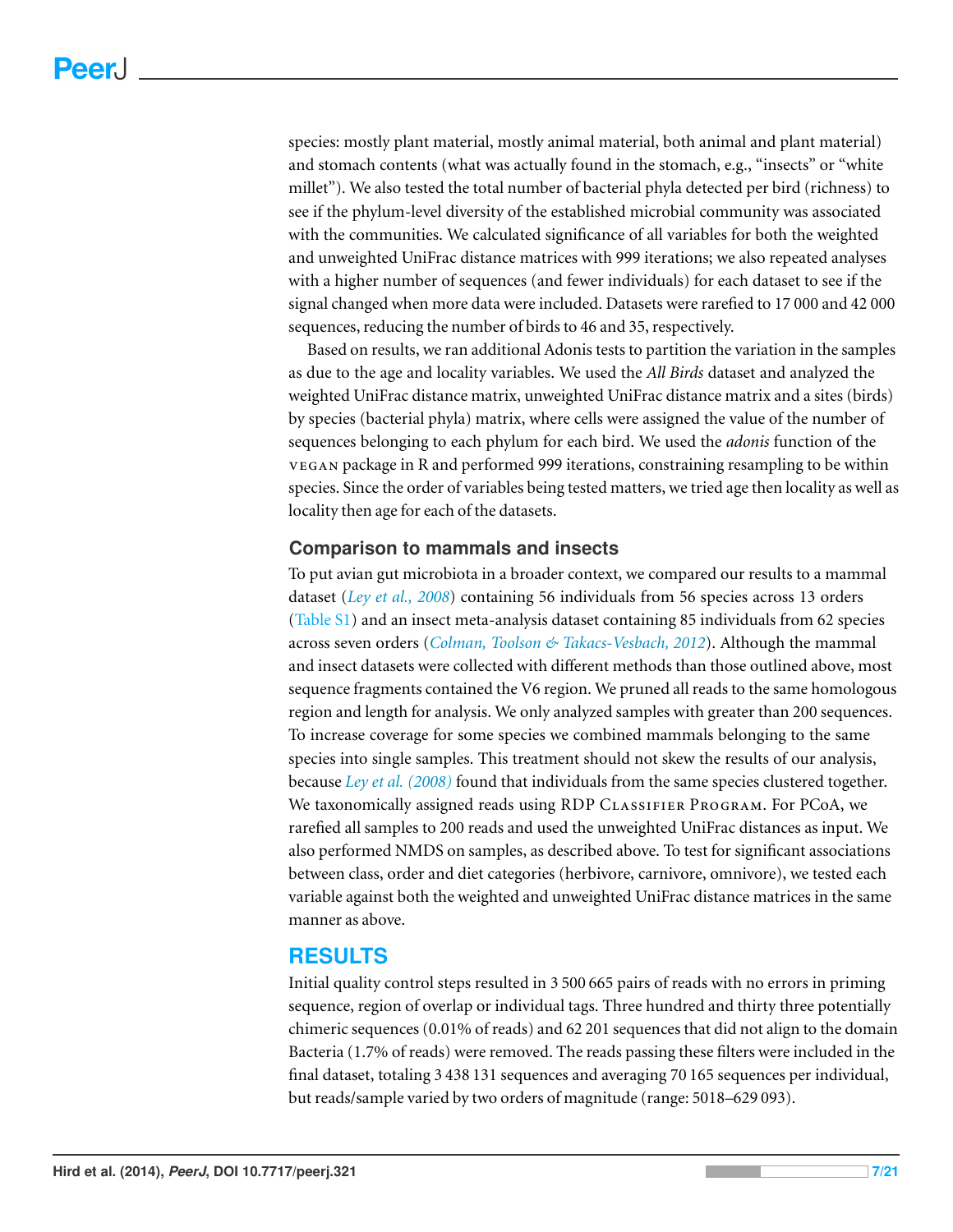species: mostly plant material, mostly animal material, both animal and plant material) and stomach contents (what was actually found in the stomach, e.g., "insects" or "white millet"). We also tested the total number of bacterial phyla detected per bird (richness) to see if the phylum-level diversity of the established microbial community was associated with the communities. We calculated significance of all variables for both the weighted and unweighted UniFrac distance matrices with 999 iterations; we also repeated analyses with a higher number of sequences (and fewer individuals) for each dataset to see if the signal changed when more data were included. Datasets were rarefied to 17 000 and 42 000 sequences, reducing the number of birds to 46 and 35, respectively.

Based on results, we ran additional Adonis tests to partition the variation in the samples as due to the age and locality variables. We used the *All Birds* dataset and analyzed the weighted UniFrac distance matrix, unweighted UniFrac distance matrix and a sites (birds) by species (bacterial phyla) matrix, where cells were assigned the value of the number of sequences belonging to each phylum for each bird. We used the *adonis* function of the VEGAN package in R and performed 999 iterations, constraining resampling to be within species. Since the order of variables being tested matters, we tried age then locality as well as locality then age for each of the datasets.

### Comparison to mammals and insects

To put avian gut microbiota in a broader context, we compared our results to a mammal dataset (*Ley et al., 2008*) containing 56 individuals from 56 species across 13 orders (Table S1) and an insect meta-analysis dataset containing 85 individuals from 62 species across seven orders (*Colman, Toolson & Takacs-Vesbach, 2012*). Although the mammal and insect datasets were collected with different methods than those outlined above, most sequence fragments contained the V6 region. We pruned all reads to the same homologous region and length for analysis. We only analyzed samples with greater than 200 sequences. To increase coverage for some species we combined mammals belonging to the same species into single samples. This treatment should not skew the results of our analysis, because *Ley et al. (2008)* found that individuals from the same species clustered together. We taxonomically assigned reads using RDP CLASSIFIER PROGRAM. For PCoA, we rarefied all samples to 200 reads and used the unweighted UniFrac distances as input. We also performed NMDS on samples, as described above. To test for significant associations between class, order and diet categories (herbivore, carnivore, omnivore), we tested each variable against both the weighted and unweighted UniFrac distance matrices in the same manner as above.

## RESULTS

Initial quality control steps resulted in 3 500 665 pairs of reads with no errors in priming sequence, region of overlap or individual tags. Three hundred and thirty three potentially chimeric sequences (0.01% of reads) and 62 201 sequences that did not align to the domain Bacteria (1.7% of reads) were removed. The reads passing these filters were included in the final dataset, totaling 3 438 131 sequences and averaging 70 165 sequences per individual, but reads/sample varied by two orders of magnitude (range: 5018–629 093).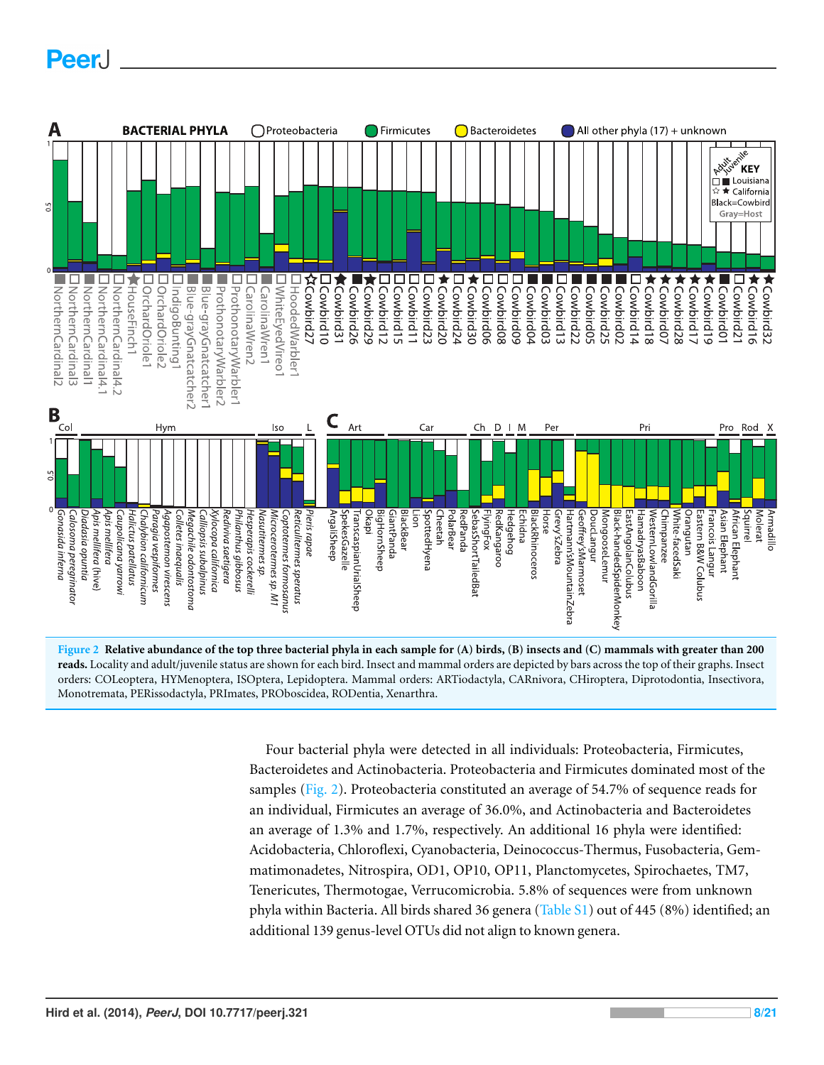**Figure 2 Relative abundance of the top three bacterial phyla in each sample for (A) birds, (B) insects and (C) mammals with greater than 200 reads.** Locality and adult/juvenile status are shown for each bird. Insect and mammal orders are depicted by bars across the top of their graphs. Insect orders: COLeoptera, HYMenoptera, ISOptera, Lepidoptera. Mammal orders: ARTiodactyla, CARnivora, CHiroptera, Diprotodontia, Insectivora, Monotremata, PERissodactyla, PRImates, PROboscidea, RODentia, Xenarthra.

Four bacterial phyla were detected in all individuals: Proteobacteria, Firmicutes, Bacteroidetes and Actinobacteria. Proteobacteria and Firmicutes dominated most of the samples (Fig. 2). Proteobacteria constituted an average of 54.7% of sequence reads for an individual, Firmicutes an average of 36.0%, and Actinobacteria and Bacteroidetes an average of 1.3% and 1.7%, respectively. An additional 16 phyla were identified: Acidobacteria, Chloroflexi, Cyanobacteria, Deinococcus-Thermus, Fusobacteria, Gemmatimonadetes, Nitrospira, OD1, OP10, OP11, Planctomycetes, Spirochaetes, TM7, Tenericutes, Thermotogae, Verrucomicrobia. 5.8% of sequences were from unknown phyla within Bacteria. All birds shared 36 genera (Table S1) out of 445 (8%) identified; an additional 139 genus-level OTUs did not align to known genera.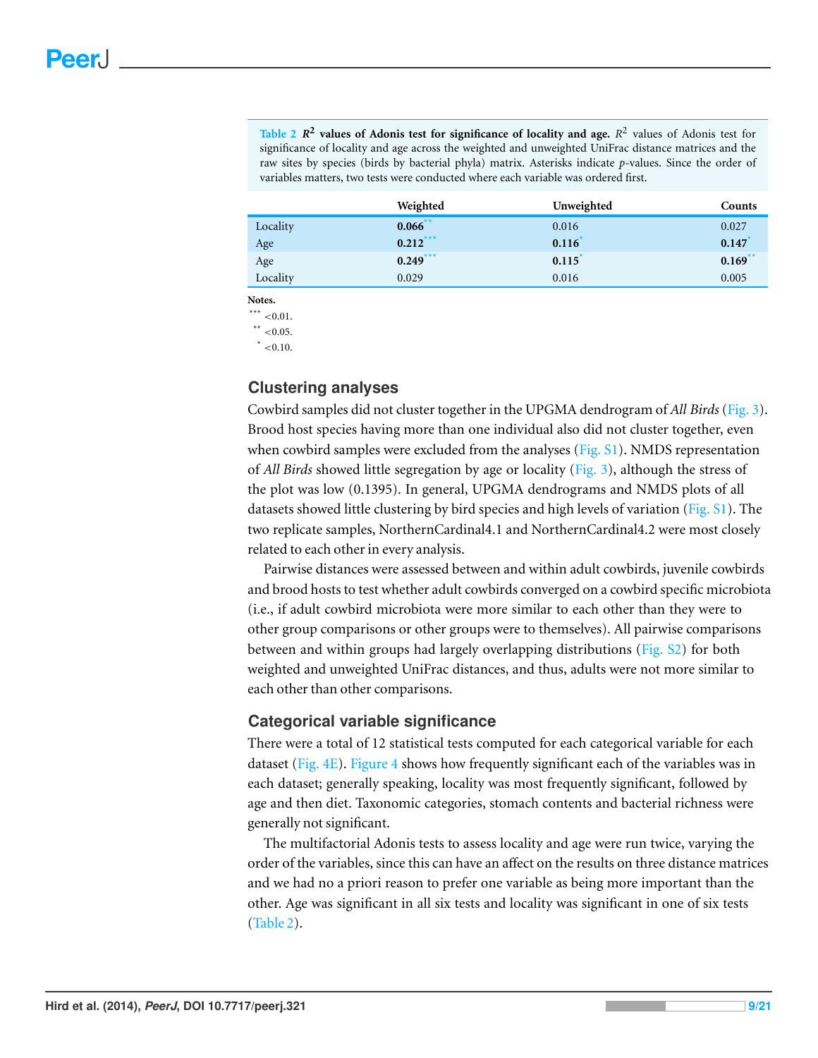**Table 2** **$R^2$ values of Adonis test for significance of locality and age.** $R^2$ values of Adonis test for significance of locality and age across the weighted and unweighted UniFrac distance matrices and the raw sites by species (birds by bacterial phyla) matrix. Asterisks indicate *p*-values. Since the order of variables matters, two tests were conducted where each variable was ordered first.

| | Weighted | Unweighted | Counts |
|---|---|---|---|
| Locality | **0.066**** | 0.016 | 0.027 |
| Age | **0.212***** | **0.116*** | **0.147*** |
| Age | **0.249***** | **0.115*** | **0.169**** |
| Locality | 0.029 | 0.016 | 0.005 |

**Notes.**
*** <0.01.
** <0.05.
* <0.10.

## Clustering analyses

Cowbird samples did not cluster together in the UPGMA dendrogram of *All Birds* (Fig. 3). Brood host species having more than one individual also did not cluster together, even when cowbird samples were excluded from the analyses (Fig. S1). NMDS representation of *All Birds* showed little segregation by age or locality (Fig. 3), although the stress of the plot was low (0.1395). In general, UPGMA dendrograms and NMDS plots of all datasets showed little clustering by bird species and high levels of variation (Fig. S1). The two replicate samples, NorthernCardinal4.1 and NorthernCardinal4.2 were most closely related to each other in every analysis.

Pairwise distances were assessed between and within adult cowbirds, juvenile cowbirds and brood hosts to test whether adult cowbirds converged on a cowbird specific microbiota (i.e., if adult cowbird microbiota were more similar to each other than they were to other group comparisons or other groups were to themselves). All pairwise comparisons between and within groups had largely overlapping distributions (Fig. S2) for both weighted and unweighted UniFrac distances, and thus, adults were not more similar to each other than other comparisons.

## Categorical variable significance

There were a total of 12 statistical tests computed for each categorical variable for each dataset (Fig. 4E). Figure 4 shows how frequently significant each of the variables was in each dataset; generally speaking, locality was most frequently significant, followed by age and then diet. Taxonomic categories, stomach contents and bacterial richness were generally not significant.

The multifactorial Adonis tests to assess locality and age were run twice, varying the order of the variables, since this can have an affect on the results on three distance matrices and we had no a priori reason to prefer one variable as being more important than the other. Age was significant in all six tests and locality was significant in one of six tests (Table 2).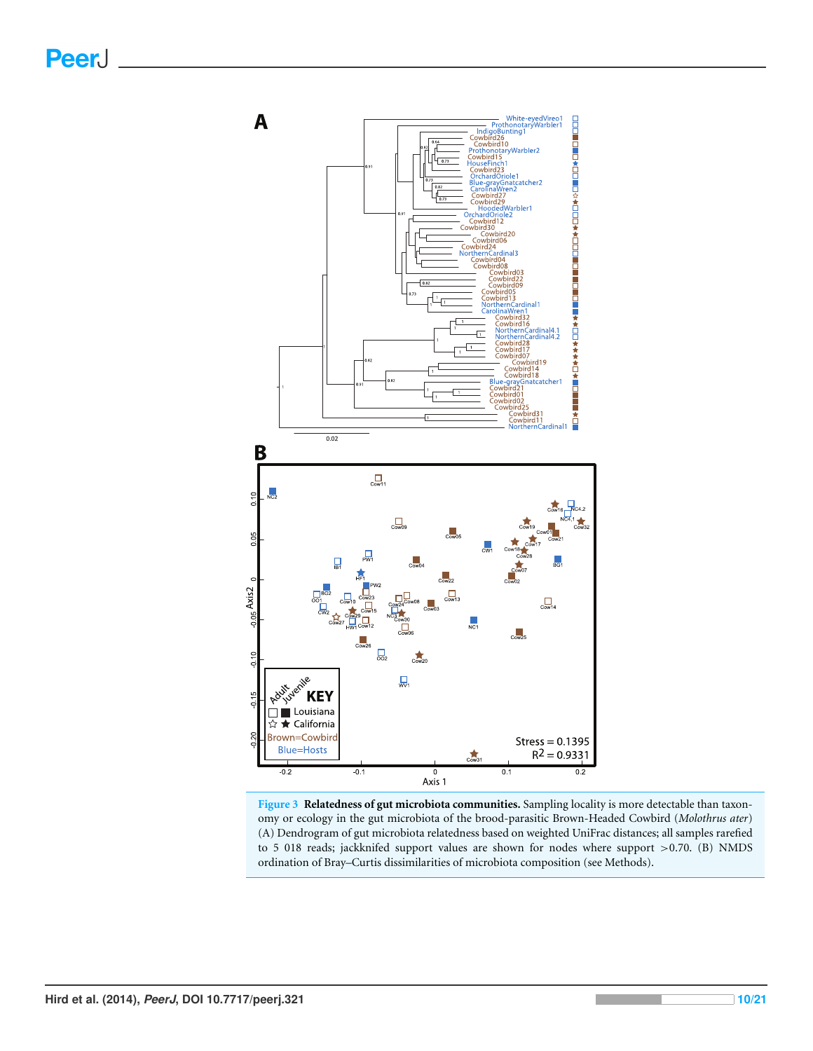**Figure 3 Relatedness of gut microbiota communities.** Sampling locality is more detectable than taxonomy or ecology in the gut microbiota of the brood-parasitic Brown-Headed Cowbird (*Molothrus ater*) (A) Dendrogram of gut microbiota relatedness based on weighted UniFrac distances; all samples rarefied to 5 018 reads; jackknifed support values are shown for nodes where support >0.70. (B) NMDS ordination of Bray–Curtis dissimilarities of microbiota composition (see Methods).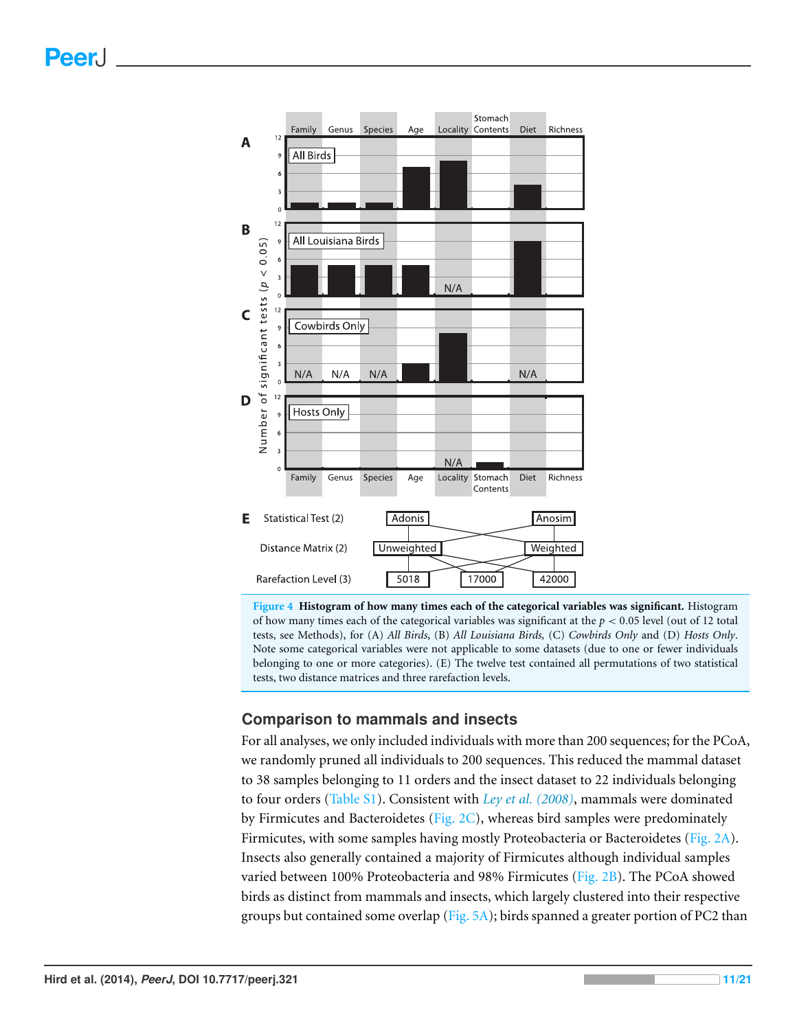**Figure 4 Histogram of how many times each of the categorical variables was significant.** Histogram of how many times each of the categorical variables was significant at the $p < 0.05$ level (out of 12 total tests, see Methods), for (A) *All Birds*, (B) *All Louisiana Birds*, (C) *Cowbirds Only* and (D) *Hosts Only*. Note some categorical variables were not applicable to some datasets (due to one or fewer individuals belonging to one or more categories). (E) The twelve test contained all permutations of two statistical tests, two distance matrices and three rarefaction levels.

## Comparison to mammals and insects

For all analyses, we only included individuals with more than 200 sequences; for the PCoA, we randomly pruned all individuals to 200 sequences. This reduced the mammal dataset to 38 samples belonging to 11 orders and the insect dataset to 22 individuals belonging to four orders (Table S1). Consistent with *Ley et al. (2008)*, mammals were dominated by Firmicutes and Bacteroidetes (Fig. 2C), whereas bird samples were predominately Firmicutes, with some samples having mostly Proteobacteria or Bacteroidetes (Fig. 2A). Insects also generally contained a majority of Firmicutes although individual samples varied between 100% Proteobacteria and 98% Firmicutes (Fig. 2B). The PCoA showed birds as distinct from mammals and insects, which largely clustered into their respective groups but contained some overlap (Fig. 5A); birds spanned a greater portion of PC2 than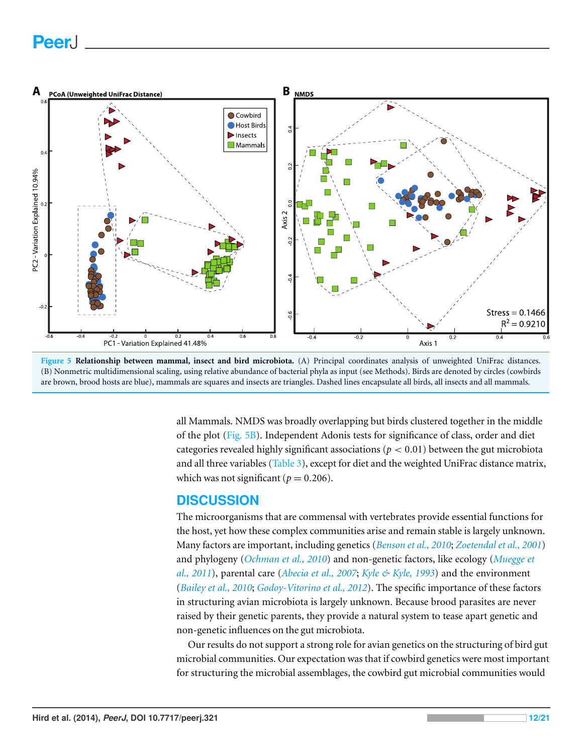**Figure 5 Relationship between mammal, insect and bird microbiota.** (A) Principal coordinates analysis of unweighted UniFrac distances. (B) Nonmetric multidimensional scaling, using relative abundance of bacterial phyla as input (see Methods). Birds are denoted by circles (cowbirds are brown, brood hosts are blue), mammals are squares and insects are triangles. Dashed lines encapsulate all birds, all insects and all mammals.

all Mammals. NMDS was broadly overlapping but birds clustered together in the middle of the plot (Fig. 5B). Independent Adonis tests for significance of class, order and diet categories revealed highly significant associations ($p < 0.01$) between the gut microbiota and all three variables (Table 3), except for diet and the weighted UniFrac distance matrix, which was not significant ($p = 0.206$).

## DISCUSSION

The microorganisms that are commensal with vertebrates provide essential functions for the host, yet how these complex communities arise and remain stable is largely unknown. Many factors are important, including genetics (*Benson et al., 2010*; *Zoetendal et al., 2001*) and phylogeny (*Ochman et al., 2010*) and non-genetic factors, like ecology (*Muegge et al., 2011*), parental care (*Abecia et al., 2007*; *Kyle & Kyle, 1993*) and the environment (*Bailey et al., 2010*; *Godoy-Vitorino et al., 2012*). The specific importance of these factors in structuring avian microbiota is largely unknown. Because brood parasites are never raised by their genetic parents, they provide a natural system to tease apart genetic and non-genetic influences on the gut microbiota.

Our results do not support a strong role for avian genetics on the structuring of bird gut microbial communities. Our expectation was that if cowbird genetics were most important for structuring the microbial assemblages, the cowbird gut microbial communities would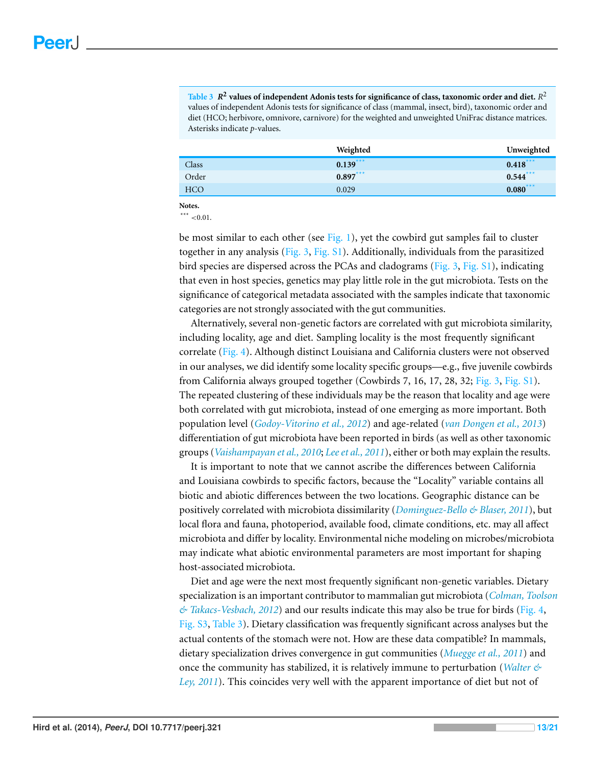**Table 3** $R^2$ **values of independent Adonis tests for significance of class, taxonomic order and diet.** $R^2$ values of independent Adonis tests for significance of class (mammal, insect, bird), taxonomic order and diet (HCO; herbivore, omnivore, carnivore) for the weighted and unweighted UniFrac distance matrices. Asterisks indicate *p*-values.

| | Weighted | Unweighted |
|---|---|---|
| Class | **0.139**\*\*\* | **0.418**\*\*\* |
| Order | **0.897**\*\*\* | **0.544**\*\*\* |
| HCO | 0.029 | **0.080**\*\*\* |

**Notes.**
\*\*\* <0.01.

be most similar to each other (see Fig. 1), yet the cowbird gut samples fail to cluster together in any analysis (Fig. 3, Fig. S1). Additionally, individuals from the parasitized bird species are dispersed across the PCAs and cladograms (Fig. 3, Fig. S1), indicating that even in host species, genetics may play little role in the gut microbiota. Tests on the significance of categorical metadata associated with the samples indicate that taxonomic categories are not strongly associated with the gut communities.

Alternatively, several non-genetic factors are correlated with gut microbiota similarity, including locality, age and diet. Sampling locality is the most frequently significant correlate (Fig. 4). Although distinct Louisiana and California clusters were not observed in our analyses, we did identify some locality specific groups—e.g., five juvenile cowbirds from California always grouped together (Cowbirds 7, 16, 17, 28, 32; Fig. 3, Fig. S1). The repeated clustering of these individuals may be the reason that locality and age were both correlated with gut microbiota, instead of one emerging as more important. Both population level (*Godoy-Vitorino et al., 2012*) and age-related (*van Dongen et al., 2013*) differentiation of gut microbiota have been reported in birds (as well as other taxonomic groups (*Vaishampayan et al., 2010*; *Lee et al., 2011*), either or both may explain the results.

It is important to note that we cannot ascribe the differences between California and Louisiana cowbirds to specific factors, because the "Locality" variable contains all biotic and abiotic differences between the two locations. Geographic distance can be positively correlated with microbiota dissimilarity (*Dominguez-Bello & Blaser, 2011*), but local flora and fauna, photoperiod, available food, climate conditions, etc. may all affect microbiota and differ by locality. Environmental niche modeling on microbes/microbiota may indicate what abiotic environmental parameters are most important for shaping host-associated microbiota.

Diet and age were the next most frequently significant non-genetic variables. Dietary specialization is an important contributor to mammalian gut microbiota (*Colman, Toolson & Takacs-Vesbach, 2012*) and our results indicate this may also be true for birds (Fig. 4, Fig. S3, Table 3). Dietary classification was frequently significant across analyses but the actual contents of the stomach were not. How are these data compatible? In mammals, dietary specialization drives convergence in gut communities (*Muegge et al., 2011*) and once the community has stabilized, it is relatively immune to perturbation (*Walter & Ley, 2011*). This coincides very well with the apparent importance of diet but not of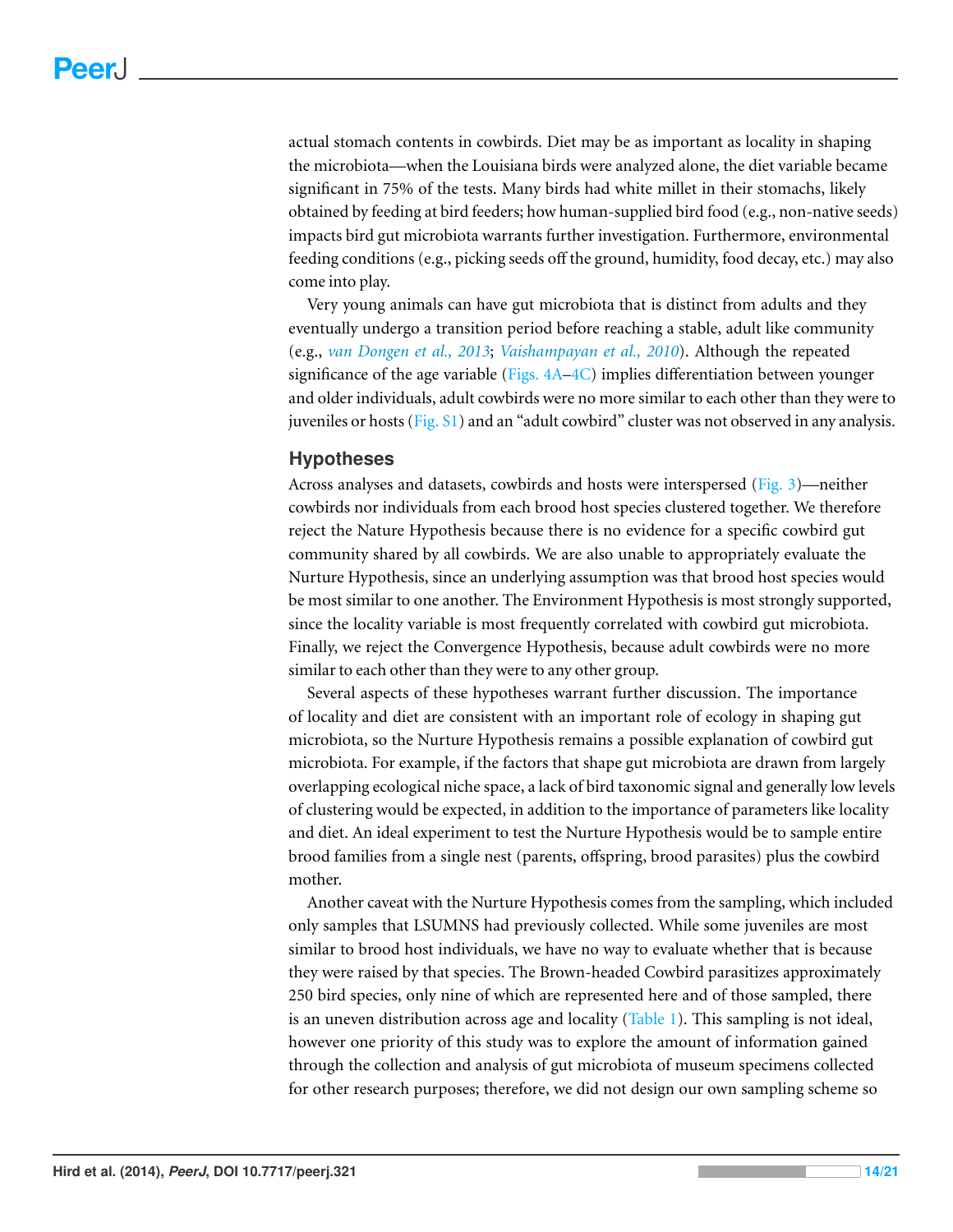actual stomach contents in cowbirds. Diet may be as important as locality in shaping the microbiota—when the Louisiana birds were analyzed alone, the diet variable became significant in 75% of the tests. Many birds had white millet in their stomachs, likely obtained by feeding at bird feeders; how human-supplied bird food (e.g., non-native seeds) impacts bird gut microbiota warrants further investigation. Furthermore, environmental feeding conditions (e.g., picking seeds off the ground, humidity, food decay, etc.) may also come into play.

Very young animals can have gut microbiota that is distinct from adults and they eventually undergo a transition period before reaching a stable, adult like community (e.g., *van Dongen et al., 2013*; *Vaishampayan et al., 2010*). Although the repeated significance of the age variable (Figs. 4A–4C) implies differentiation between younger and older individuals, adult cowbirds were no more similar to each other than they were to juveniles or hosts (Fig. S1) and an "adult cowbird" cluster was not observed in any analysis.

## Hypotheses

Across analyses and datasets, cowbirds and hosts were interspersed (Fig. 3)—neither cowbirds nor individuals from each brood host species clustered together. We therefore reject the Nature Hypothesis because there is no evidence for a specific cowbird gut community shared by all cowbirds. We are also unable to appropriately evaluate the Nurture Hypothesis, since an underlying assumption was that brood host species would be most similar to one another. The Environment Hypothesis is most strongly supported, since the locality variable is most frequently correlated with cowbird gut microbiota. Finally, we reject the Convergence Hypothesis, because adult cowbirds were no more similar to each other than they were to any other group.

Several aspects of these hypotheses warrant further discussion. The importance of locality and diet are consistent with an important role of ecology in shaping gut microbiota, so the Nurture Hypothesis remains a possible explanation of cowbird gut microbiota. For example, if the factors that shape gut microbiota are drawn from largely overlapping ecological niche space, a lack of bird taxonomic signal and generally low levels of clustering would be expected, in addition to the importance of parameters like locality and diet. An ideal experiment to test the Nurture Hypothesis would be to sample entire brood families from a single nest (parents, offspring, brood parasites) plus the cowbird mother.

Another caveat with the Nurture Hypothesis comes from the sampling, which included only samples that LSUMNS had previously collected. While some juveniles are most similar to brood host individuals, we have no way to evaluate whether that is because they were raised by that species. The Brown-headed Cowbird parasitizes approximately 250 bird species, only nine of which are represented here and of those sampled, there is an uneven distribution across age and locality (Table 1). This sampling is not ideal, however one priority of this study was to explore the amount of information gained through the collection and analysis of gut microbiota of museum specimens collected for other research purposes; therefore, we did not design our own sampling scheme so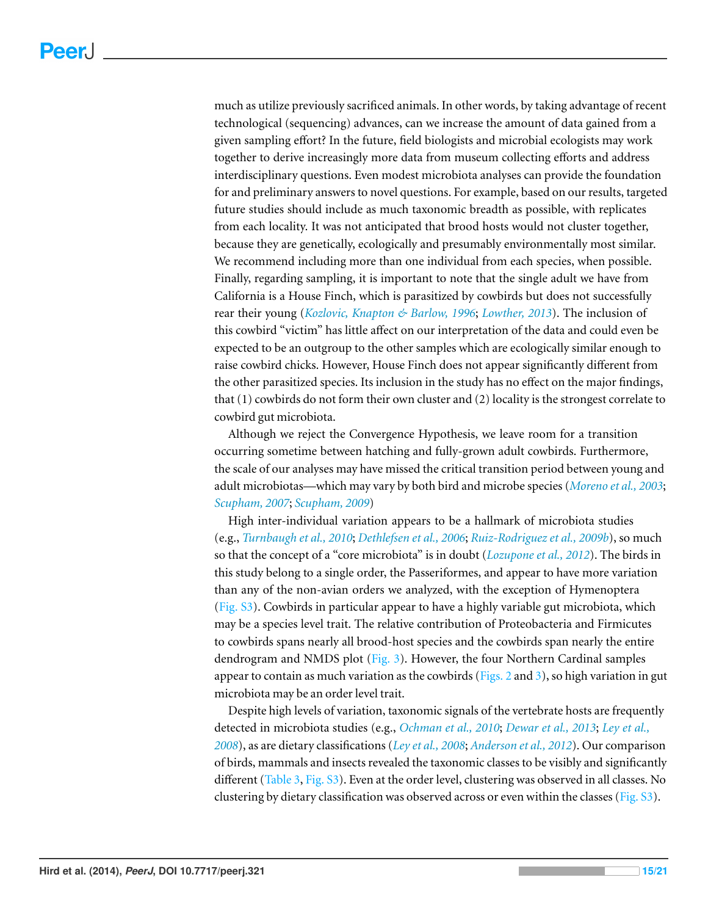much as utilize previously sacrificed animals. In other words, by taking advantage of recent technological (sequencing) advances, can we increase the amount of data gained from a given sampling effort? In the future, field biologists and microbial ecologists may work together to derive increasingly more data from museum collecting efforts and address interdisciplinary questions. Even modest microbiota analyses can provide the foundation for and preliminary answers to novel questions. For example, based on our results, targeted future studies should include as much taxonomic breadth as possible, with replicates from each locality. It was not anticipated that brood hosts would not cluster together, because they are genetically, ecologically and presumably environmentally most similar. We recommend including more than one individual from each species, when possible. Finally, regarding sampling, it is important to note that the single adult we have from California is a House Finch, which is parasitized by cowbirds but does not successfully rear their young (*Kozlovic, Knapton & Barlow, 1996*; *Lowther, 2013*). The inclusion of this cowbird "victim" has little affect on our interpretation of the data and could even be expected to be an outgroup to the other samples which are ecologically similar enough to raise cowbird chicks. However, House Finch does not appear significantly different from the other parasitized species. Its inclusion in the study has no effect on the major findings, that (1) cowbirds do not form their own cluster and (2) locality is the strongest correlate to cowbird gut microbiota.

Although we reject the Convergence Hypothesis, we leave room for a transition occurring sometime between hatching and fully-grown adult cowbirds. Furthermore, the scale of our analyses may have missed the critical transition period between young and adult microbiotas—which may vary by both bird and microbe species (*Moreno et al., 2003*; *Scupham, 2007*; *Scupham, 2009*)

High inter-individual variation appears to be a hallmark of microbiota studies (e.g., *Turnbaugh et al., 2010*; *Dethlefsen et al., 2006*; *Ruiz-Rodriguez et al., 2009b*), so much so that the concept of a "core microbiota" is in doubt (*Lozupone et al., 2012*). The birds in this study belong to a single order, the Passeriformes, and appear to have more variation than any of the non-avian orders we analyzed, with the exception of Hymenoptera (Fig. S3). Cowbirds in particular appear to have a highly variable gut microbiota, which may be a species level trait. The relative contribution of Proteobacteria and Firmicutes to cowbirds spans nearly all brood-host species and the cowbirds span nearly the entire dendrogram and NMDS plot (Fig. 3). However, the four Northern Cardinal samples appear to contain as much variation as the cowbirds (Figs. 2 and 3), so high variation in gut microbiota may be an order level trait.

Despite high levels of variation, taxonomic signals of the vertebrate hosts are frequently detected in microbiota studies (e.g., *Ochman et al., 2010*; *Dewar et al., 2013*; *Ley et al., 2008*), as are dietary classifications (*Ley et al., 2008*; *Anderson et al., 2012*). Our comparison of birds, mammals and insects revealed the taxonomic classes to be visibly and significantly different (Table 3, Fig. S3). Even at the order level, clustering was observed in all classes. No clustering by dietary classification was observed across or even within the classes (Fig. S3).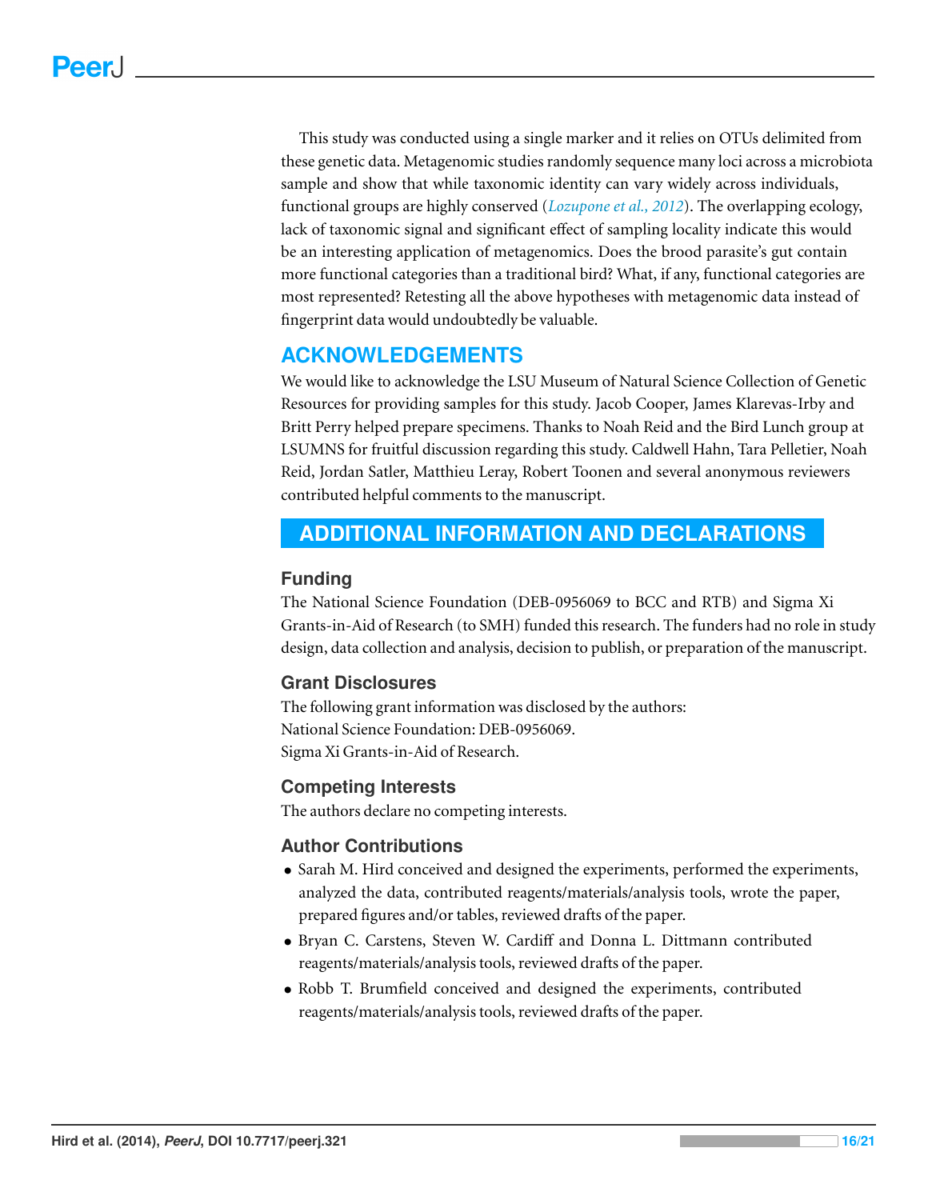This study was conducted using a single marker and it relies on OTUs delimited from these genetic data. Metagenomic studies randomly sequence many loci across a microbiota sample and show that while taxonomic identity can vary widely across individuals, functional groups are highly conserved (*Lozupone et al., 2012*). The overlapping ecology, lack of taxonomic signal and significant effect of sampling locality indicate this would be an interesting application of metagenomics. Does the brood parasite's gut contain more functional categories than a traditional bird? What, if any, functional categories are most represented? Retesting all the above hypotheses with metagenomic data instead of fingerprint data would undoubtedly be valuable.

## ACKNOWLEDGEMENTS

We would like to acknowledge the LSU Museum of Natural Science Collection of Genetic Resources for providing samples for this study. Jacob Cooper, James Klarevas-Irby and Britt Perry helped prepare specimens. Thanks to Noah Reid and the Bird Lunch group at LSUMNS for fruitful discussion regarding this study. Caldwell Hahn, Tara Pelletier, Noah Reid, Jordan Satler, Matthieu Leray, Robert Toonen and several anonymous reviewers contributed helpful comments to the manuscript.

## ADDITIONAL INFORMATION AND DECLARATIONS

### Funding

The National Science Foundation (DEB-0956069 to BCC and RTB) and Sigma Xi Grants-in-Aid of Research (to SMH) funded this research. The funders had no role in study design, data collection and analysis, decision to publish, or preparation of the manuscript.

### Grant Disclosures

The following grant information was disclosed by the authors:
National Science Foundation: DEB-0956069.
Sigma Xi Grants-in-Aid of Research.

### Competing Interests

The authors declare no competing interests.

### Author Contributions

- Sarah M. Hird conceived and designed the experiments, performed the experiments, analyzed the data, contributed reagents/materials/analysis tools, wrote the paper, prepared figures and/or tables, reviewed drafts of the paper.
- Bryan C. Carstens, Steven W. Cardiff and Donna L. Dittmann contributed reagents/materials/analysis tools, reviewed drafts of the paper.
- Robb T. Brumfield conceived and designed the experiments, contributed reagents/materials/analysis tools, reviewed drafts of the paper.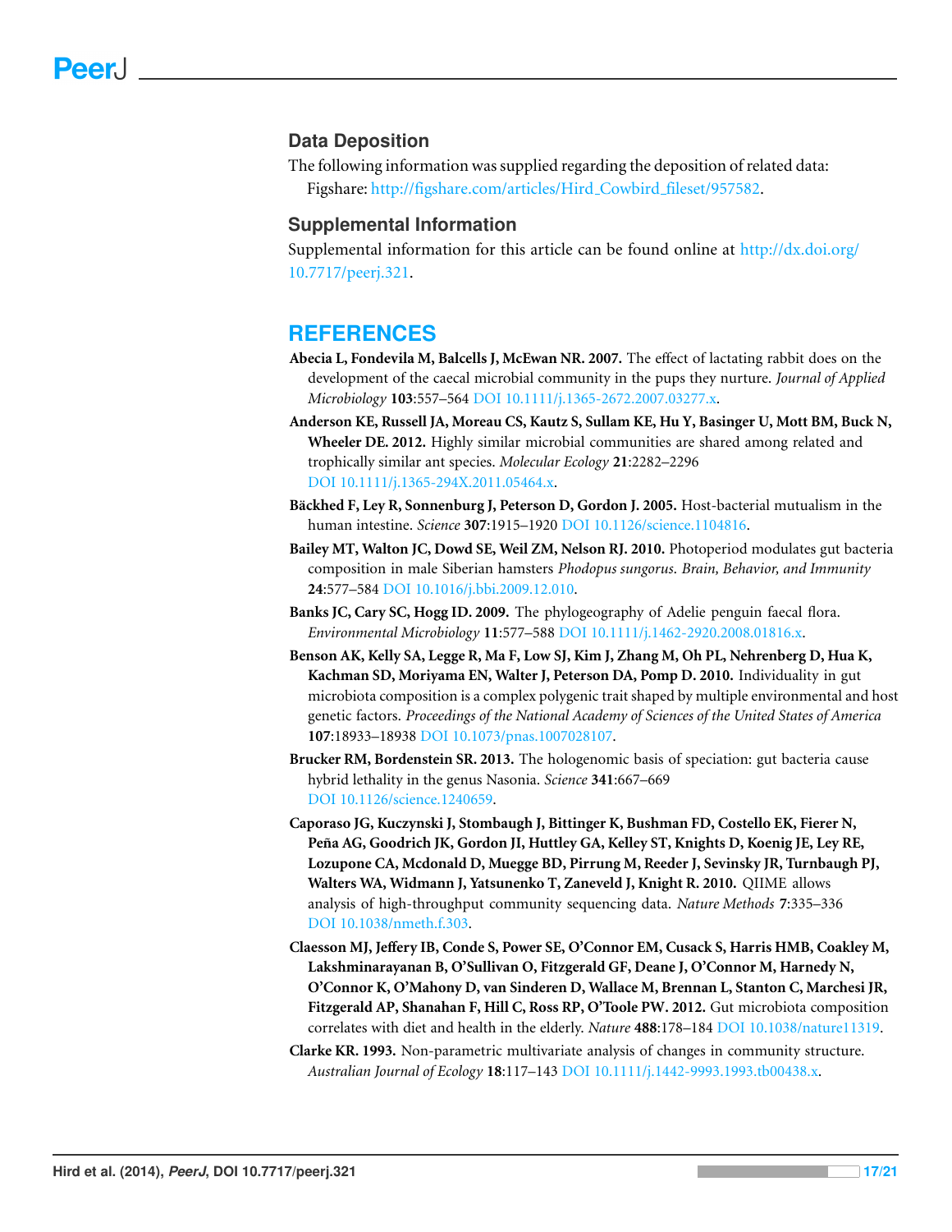## Data Deposition

The following information was supplied regarding the deposition of related data:

Figshare: http://figshare.com/articles/Hird_Cowbird_fileset/957582.

## Supplemental Information

Supplemental information for this article can be found online at http://dx.doi.org/10.7717/peerj.321.

# REFERENCES

**Abecia L, Fondevila M, Balcells J, McEwan NR. 2007.** The effect of lactating rabbit does on the development of the caecal microbial community in the pups they nurture. *Journal of Applied Microbiology* **103**:557–564 DOI 10.1111/j.1365-2672.2007.03277.x.

**Anderson KE, Russell JA, Moreau CS, Kautz S, Sullam KE, Hu Y, Basinger U, Mott BM, Buck N, Wheeler DE. 2012.** Highly similar microbial communities are shared among related and trophically similar ant species. *Molecular Ecology* **21**:2282–2296 DOI 10.1111/j.1365-294X.2011.05464.x.

**Bäckhed F, Ley R, Sonnenburg J, Peterson D, Gordon J. 2005.** Host-bacterial mutualism in the human intestine. *Science* **307**:1915–1920 DOI 10.1126/science.1104816.

**Bailey MT, Walton JC, Dowd SE, Weil ZM, Nelson RJ. 2010.** Photoperiod modulates gut bacteria composition in male Siberian hamsters *Phodopus sungorus*. *Brain, Behavior, and Immunity* **24**:577–584 DOI 10.1016/j.bbi.2009.12.010.

**Banks JC, Cary SC, Hogg ID. 2009.** The phylogeography of Adelie penguin faecal flora. *Environmental Microbiology* **11**:577–588 DOI 10.1111/j.1462-2920.2008.01816.x.

**Benson AK, Kelly SA, Legge R, Ma F, Low SJ, Kim J, Zhang M, Oh PL, Nehrenberg D, Hua K, Kachman SD, Moriyama EN, Walter J, Peterson DA, Pomp D. 2010.** Individuality in gut microbiota composition is a complex polygenic trait shaped by multiple environmental and host genetic factors. *Proceedings of the National Academy of Sciences of the United States of America* **107**:18933–18938 DOI 10.1073/pnas.1007028107.

**Brucker RM, Bordenstein SR. 2013.** The hologenomic basis of speciation: gut bacteria cause hybrid lethality in the genus Nasonia. *Science* **341**:667–669 DOI 10.1126/science.1240659.

**Caporaso JG, Kuczynski J, Stombaugh J, Bittinger K, Bushman FD, Costello EK, Fierer N, Peña AG, Goodrich JK, Gordon JI, Huttley GA, Kelley ST, Knights D, Koenig JE, Ley RE, Lozupone CA, Mcdonald D, Muegge BD, Pirrung M, Reeder J, Sevinsky JR, Turnbaugh PJ, Walters WA, Widmann J, Yatsunenko T, Zaneveld J, Knight R. 2010.** QIIME allows analysis of high-throughput community sequencing data. *Nature Methods* **7**:335–336 DOI 10.1038/nmeth.f.303.

**Claesson MJ, Jeffery IB, Conde S, Power SE, O'Connor EM, Cusack S, Harris HMB, Coakley M, Lakshminarayanan B, O'Sullivan O, Fitzgerald GF, Deane J, O'Connor M, Harnedy N, O'Connor K, O'Mahony D, van Sinderen D, Wallace M, Brennan L, Stanton C, Marchesi JR, Fitzgerald AP, Shanahan F, Hill C, Ross RP, O'Toole PW. 2012.** Gut microbiota composition correlates with diet and health in the elderly. *Nature* **488**:178–184 DOI 10.1038/nature11319.

**Clarke KR. 1993.** Non-parametric multivariate analysis of changes in community structure. *Australian Journal of Ecology* **18**:117–143 DOI 10.1111/j.1442-9993.1993.tb00438.x.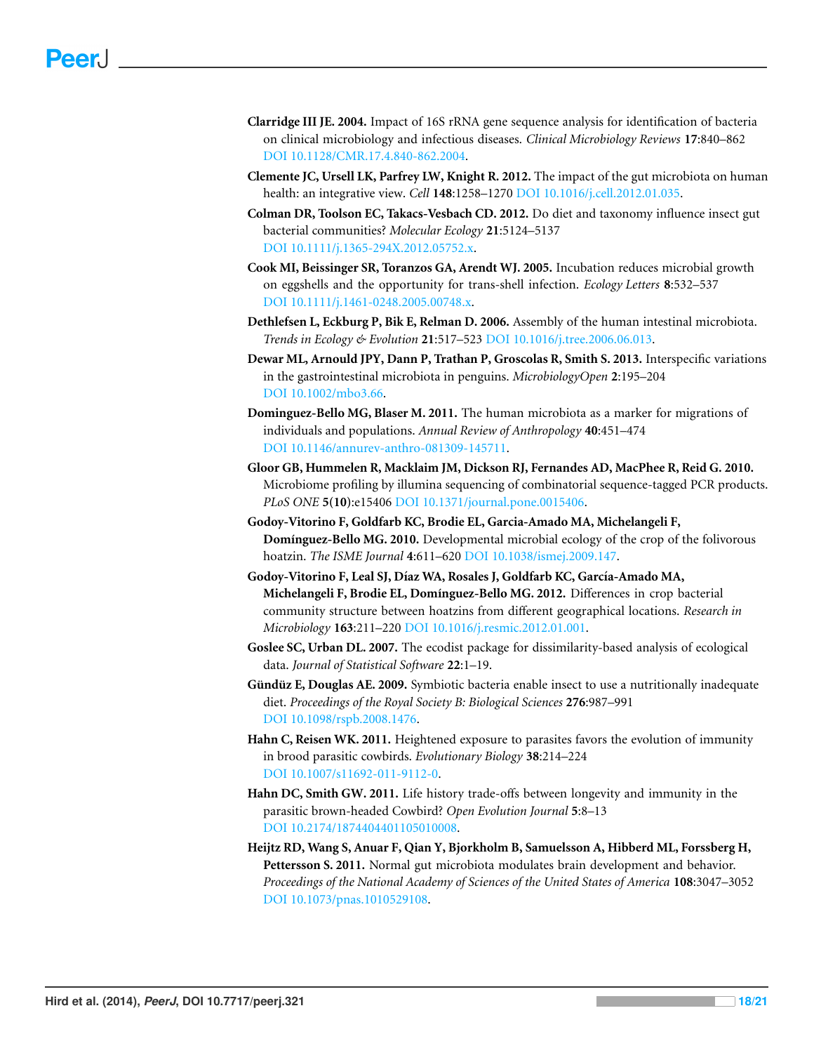**Clarridge III JE. 2004.** Impact of 16S rRNA gene sequence analysis for identification of bacteria on clinical microbiology and infectious diseases. *Clinical Microbiology Reviews* **17**:840–862 DOI 10.1128/CMR.17.4.840-862.2004.

**Clemente JC, Ursell LK, Parfrey LW, Knight R. 2012.** The impact of the gut microbiota on human health: an integrative view. *Cell* **148**:1258–1270 DOI 10.1016/j.cell.2012.01.035.

**Colman DR, Toolson EC, Takacs-Vesbach CD. 2012.** Do diet and taxonomy influence insect gut bacterial communities? *Molecular Ecology* **21**:5124–5137 DOI 10.1111/j.1365-294X.2012.05752.x.

**Cook MI, Beissinger SR, Toranzos GA, Arendt WJ. 2005.** Incubation reduces microbial growth on eggshells and the opportunity for trans-shell infection. *Ecology Letters* **8**:532–537 DOI 10.1111/j.1461-0248.2005.00748.x.

**Dethlefsen L, Eckburg P, Bik E, Relman D. 2006.** Assembly of the human intestinal microbiota. *Trends in Ecology & Evolution* **21**:517–523 DOI 10.1016/j.tree.2006.06.013.

**Dewar ML, Arnould JPY, Dann P, Trathan P, Groscolas R, Smith S. 2013.** Interspecific variations in the gastrointestinal microbiota in penguins. *MicrobiologyOpen* **2**:195–204 DOI 10.1002/mbo3.66.

**Dominguez-Bello MG, Blaser M. 2011.** The human microbiota as a marker for migrations of individuals and populations. *Annual Review of Anthropology* **40**:451–474 DOI 10.1146/annurev-anthro-081309-145711.

**Gloor GB, Hummelen R, Macklaim JM, Dickson RJ, Fernandes AD, MacPhee R, Reid G. 2010.** Microbiome profiling by illumina sequencing of combinatorial sequence-tagged PCR products. *PLoS ONE* **5**(**10**):e15406 DOI 10.1371/journal.pone.0015406.

**Godoy-Vitorino F, Goldfarb KC, Brodie EL, Garcia-Amado MA, Michelangeli F, Domínguez-Bello MG. 2010.** Developmental microbial ecology of the crop of the folivorous hoatzin. *The ISME Journal* **4**:611–620 DOI 10.1038/ismej.2009.147.

**Godoy-Vitorino F, Leal SJ, Díaz WA, Rosales J, Goldfarb KC, García-Amado MA, Michelangeli F, Brodie EL, Domínguez-Bello MG. 2012.** Differences in crop bacterial community structure between hoatzins from different geographical locations. *Research in Microbiology* **163**:211–220 DOI 10.1016/j.resmic.2012.01.001.

**Goslee SC, Urban DL. 2007.** The ecodist package for dissimilarity-based analysis of ecological data. *Journal of Statistical Software* **22**:1–19.

**Gündüz E, Douglas AE. 2009.** Symbiotic bacteria enable insect to use a nutritionally inadequate diet. *Proceedings of the Royal Society B: Biological Sciences* **276**:987–991 DOI 10.1098/rspb.2008.1476.

**Hahn C, Reisen WK. 2011.** Heightened exposure to parasites favors the evolution of immunity in brood parasitic cowbirds. *Evolutionary Biology* **38**:214–224 DOI 10.1007/s11692-011-9112-0.

**Hahn DC, Smith GW. 2011.** Life history trade-offs between longevity and immunity in the parasitic brown-headed Cowbird? *Open Evolution Journal* **5**:8–13 DOI 10.2174/1874404401105010008.

**Heijtz RD, Wang S, Anuar F, Qian Y, Bjorkholm B, Samuelsson A, Hibberd ML, Forssberg H, Pettersson S. 2011.** Normal gut microbiota modulates brain development and behavior. *Proceedings of the National Academy of Sciences of the United States of America* **108**:3047–3052 DOI 10.1073/pnas.1010529108.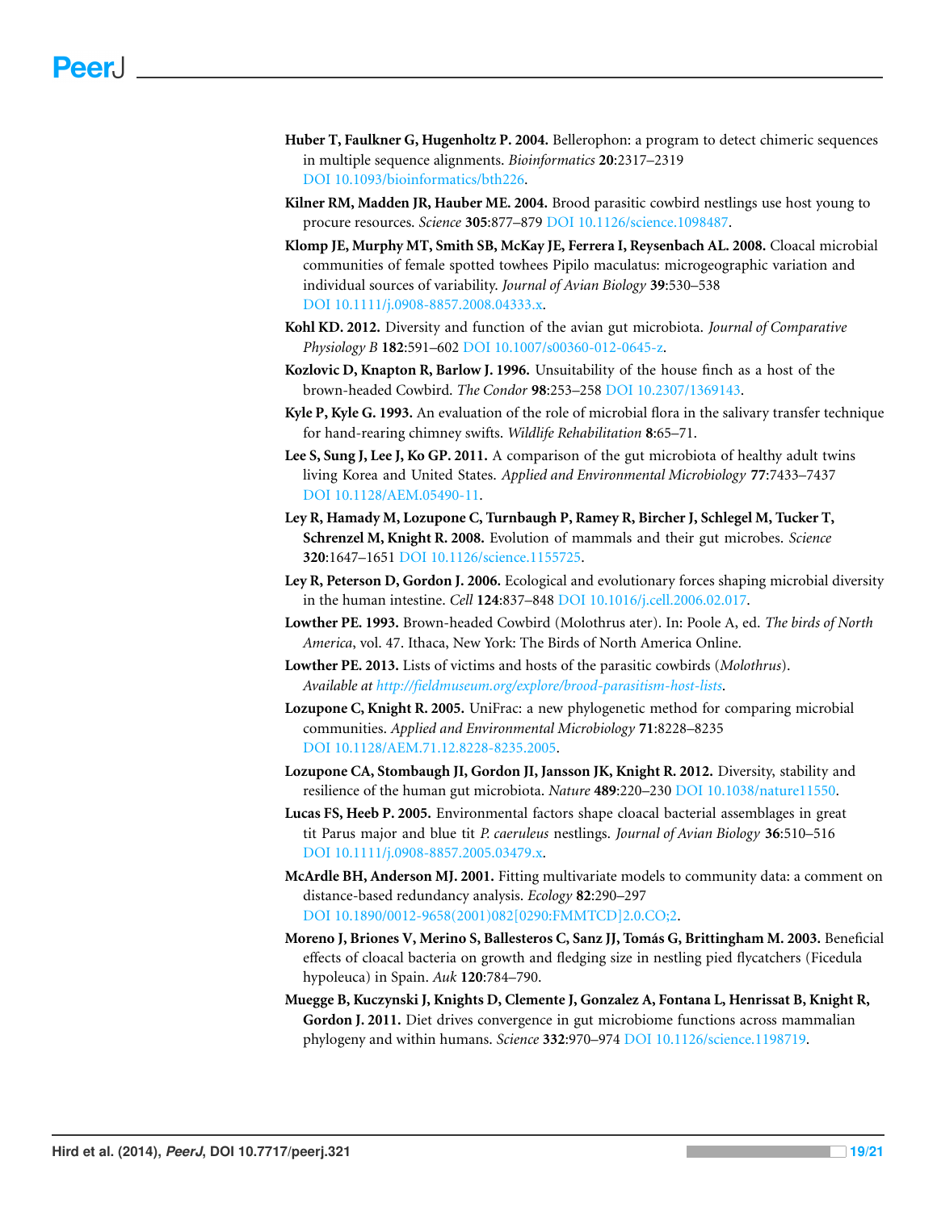**Huber T, Faulkner G, Hugenholtz P. 2004.** Bellerophon: a program to detect chimeric sequences in multiple sequence alignments. *Bioinformatics* **20**:2317–2319 DOI 10.1093/bioinformatics/bth226.

**Kilner RM, Madden JR, Hauber ME. 2004.** Brood parasitic cowbird nestlings use host young to procure resources. *Science* **305**:877–879 DOI 10.1126/science.1098487.

**Klomp JE, Murphy MT, Smith SB, McKay JE, Ferrera I, Reysenbach AL. 2008.** Cloacal microbial communities of female spotted towhees Pipilo maculatus: microgeographic variation and individual sources of variability. *Journal of Avian Biology* **39**:530–538 DOI 10.1111/j.0908-8857.2008.04333.x.

**Kohl KD. 2012.** Diversity and function of the avian gut microbiota. *Journal of Comparative Physiology B* **182**:591–602 DOI 10.1007/s00360-012-0645-z.

**Kozlovic D, Knapton R, Barlow J. 1996.** Unsuitability of the house finch as a host of the brown-headed Cowbird. *The Condor* **98**:253–258 DOI 10.2307/1369143.

**Kyle P, Kyle G. 1993.** An evaluation of the role of microbial flora in the salivary transfer technique for hand-rearing chimney swifts. *Wildlife Rehabilitation* **8**:65–71.

**Lee S, Sung J, Lee J, Ko GP. 2011.** A comparison of the gut microbiota of healthy adult twins living Korea and United States. *Applied and Environmental Microbiology* **77**:7433–7437 DOI 10.1128/AEM.05490-11.

**Ley R, Hamady M, Lozupone C, Turnbaugh P, Ramey R, Bircher J, Schlegel M, Tucker T, Schrenzel M, Knight R. 2008.** Evolution of mammals and their gut microbes. *Science* **320**:1647–1651 DOI 10.1126/science.1155725.

**Ley R, Peterson D, Gordon J. 2006.** Ecological and evolutionary forces shaping microbial diversity in the human intestine. *Cell* **124**:837–848 DOI 10.1016/j.cell.2006.02.017.

**Lowther PE. 1993.** Brown-headed Cowbird (Molothrus ater). In: Poole A, ed. *The birds of North America*, vol. 47. Ithaca, New York: The Birds of North America Online.

**Lowther PE. 2013.** Lists of victims and hosts of the parasitic cowbirds (*Molothrus*). *Available at http://fieldmuseum.org/explore/brood-parasitism-host-lists*.

**Lozupone C, Knight R. 2005.** UniFrac: a new phylogenetic method for comparing microbial communities. *Applied and Environmental Microbiology* **71**:8228–8235 DOI 10.1128/AEM.71.12.8228-8235.2005.

**Lozupone CA, Stombaugh JI, Gordon JI, Jansson JK, Knight R. 2012.** Diversity, stability and resilience of the human gut microbiota. *Nature* **489**:220–230 DOI 10.1038/nature11550.

**Lucas FS, Heeb P. 2005.** Environmental factors shape cloacal bacterial assemblages in great tit Parus major and blue tit *P. caeruleus* nestlings. *Journal of Avian Biology* **36**:510–516 DOI 10.1111/j.0908-8857.2005.03479.x.

**McArdle BH, Anderson MJ. 2001.** Fitting multivariate models to community data: a comment on distance-based redundancy analysis. *Ecology* **82**:290–297 DOI 10.1890/0012-9658(2001)082[0290:FMMTCD]2.0.CO;2.

**Moreno J, Briones V, Merino S, Ballesteros C, Sanz JJ, Tomás G, Brittingham M. 2003.** Beneficial effects of cloacal bacteria on growth and fledging size in nestling pied flycatchers (Ficedula hypoleuca) in Spain. *Auk* **120**:784–790.

**Muegge B, Kuczynski J, Knights D, Clemente J, Gonzalez A, Fontana L, Henrissat B, Knight R, Gordon J. 2011.** Diet drives convergence in gut microbiome functions across mammalian phylogeny and within humans. *Science* **332**:970–974 DOI 10.1126/science.1198719.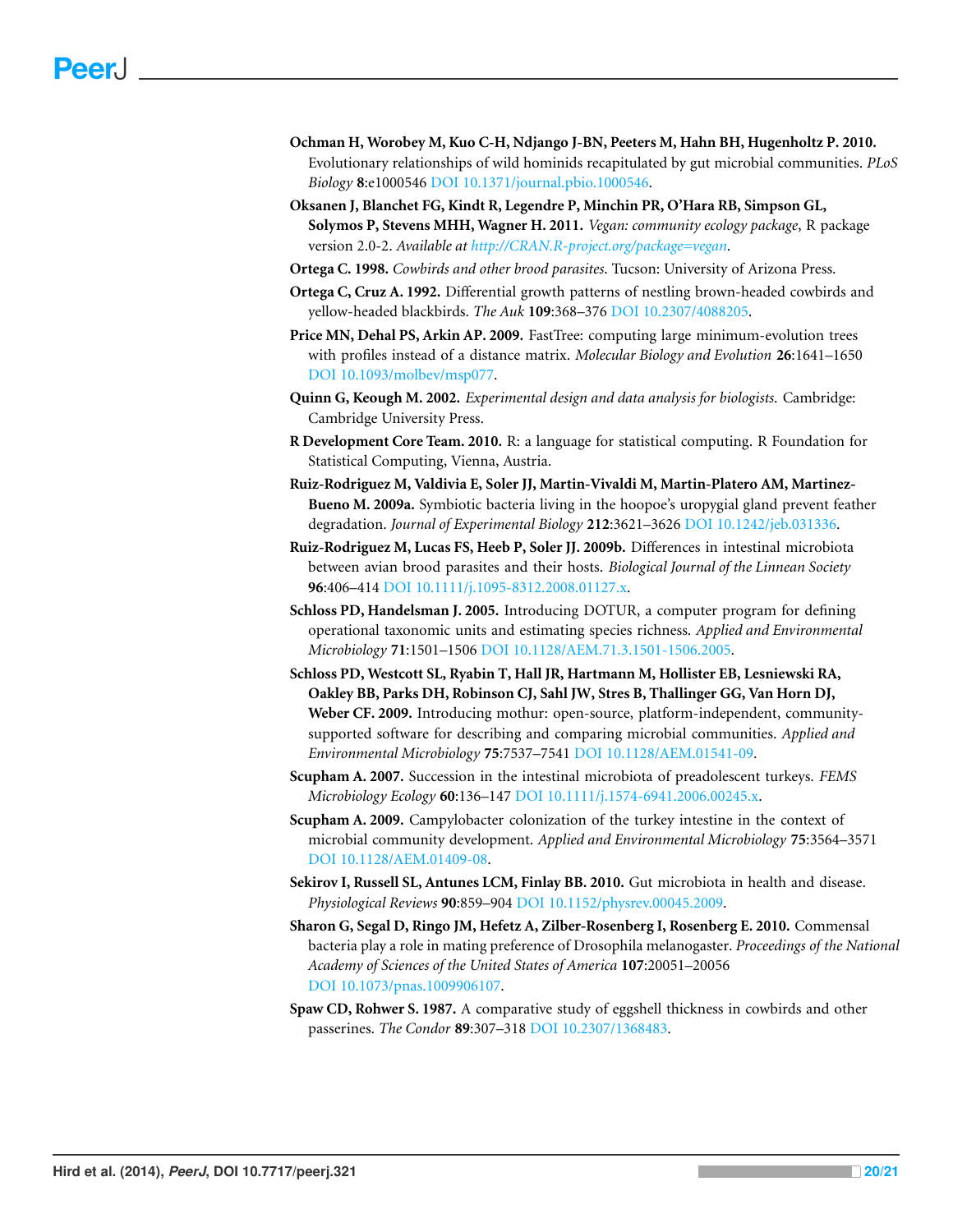**Ochman H, Worobey M, Kuo C-H, Ndjango J-BN, Peeters M, Hahn BH, Hugenholtz P. 2010.** Evolutionary relationships of wild hominids recapitulated by gut microbial communities. *PLoS Biology* **8**:e1000546 DOI 10.1371/journal.pbio.1000546.

**Oksanen J, Blanchet FG, Kindt R, Legendre P, Minchin PR, O'Hara RB, Simpson GL, Solymos P, Stevens MHH, Wagner H. 2011.** *Vegan: community ecology package*, R package version 2.0-2. *Available at* *http://CRAN.R-project.org/package=vegan*.

**Ortega C. 1998.** *Cowbirds and other brood parasites*. Tucson: University of Arizona Press.

**Ortega C, Cruz A. 1992.** Differential growth patterns of nestling brown-headed cowbirds and yellow-headed blackbirds. *The Auk* **109**:368–376 DOI 10.2307/4088205.

**Price MN, Dehal PS, Arkin AP. 2009.** FastTree: computing large minimum-evolution trees with profiles instead of a distance matrix. *Molecular Biology and Evolution* **26**:1641–1650 DOI 10.1093/molbev/msp077.

**Quinn G, Keough M. 2002.** *Experimental design and data analysis for biologists.* Cambridge: Cambridge University Press.

**R Development Core Team. 2010.** R: a language for statistical computing. R Foundation for Statistical Computing, Vienna, Austria.

**Ruiz-Rodriguez M, Valdivia E, Soler JJ, Martin-Vivaldi M, Martin-Platero AM, Martinez-Bueno M. 2009a.** Symbiotic bacteria living in the hoopoe's uropygial gland prevent feather degradation. *Journal of Experimental Biology* **212**:3621–3626 DOI 10.1242/jeb.031336.

**Ruiz-Rodriguez M, Lucas FS, Heeb P, Soler JJ. 2009b.** Differences in intestinal microbiota between avian brood parasites and their hosts. *Biological Journal of the Linnean Society* **96**:406–414 DOI 10.1111/j.1095-8312.2008.01127.x.

**Schloss PD, Handelsman J. 2005.** Introducing DOTUR, a computer program for defining operational taxonomic units and estimating species richness. *Applied and Environmental Microbiology* **71**:1501–1506 DOI 10.1128/AEM.71.3.1501-1506.2005.

**Schloss PD, Westcott SL, Ryabin T, Hall JR, Hartmann M, Hollister EB, Lesniewski RA, Oakley BB, Parks DH, Robinson CJ, Sahl JW, Stres B, Thallinger GG, Van Horn DJ, Weber CF. 2009.** Introducing mothur: open-source, platform-independent, community-supported software for describing and comparing microbial communities. *Applied and Environmental Microbiology* **75**:7537–7541 DOI 10.1128/AEM.01541-09.

**Scupham A. 2007.** Succession in the intestinal microbiota of preadolescent turkeys. *FEMS Microbiology Ecology* **60**:136–147 DOI 10.1111/j.1574-6941.2006.00245.x.

**Scupham A. 2009.** Campylobacter colonization of the turkey intestine in the context of microbial community development. *Applied and Environmental Microbiology* **75**:3564–3571 DOI 10.1128/AEM.01409-08.

**Sekirov I, Russell SL, Antunes LCM, Finlay BB. 2010.** Gut microbiota in health and disease. *Physiological Reviews* **90**:859–904 DOI 10.1152/physrev.00045.2009.

**Sharon G, Segal D, Ringo JM, Hefetz A, Zilber-Rosenberg I, Rosenberg E. 2010.** Commensal bacteria play a role in mating preference of Drosophila melanogaster. *Proceedings of the National Academy of Sciences of the United States of America* **107**:20051–20056 DOI 10.1073/pnas.1009906107.

**Spaw CD, Rohwer S. 1987.** A comparative study of eggshell thickness in cowbirds and other passerines. *The Condor* **89**:307–318 DOI 10.2307/1368483.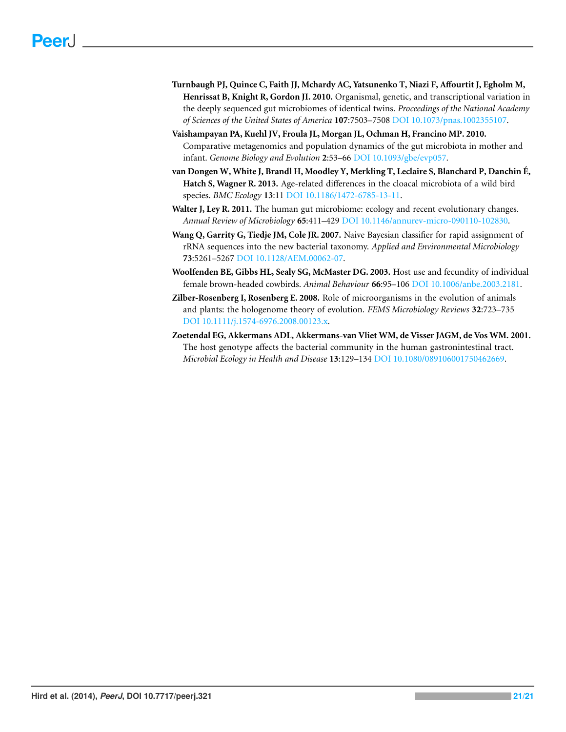**Turnbaugh PJ, Quince C, Faith JJ, Mchardy AC, Yatsunenko T, Niazi F, Affourtit J, Egholm M, Henrissat B, Knight R, Gordon JI. 2010.** Organismal, genetic, and transcriptional variation in the deeply sequenced gut microbiomes of identical twins. *Proceedings of the National Academy of Sciences of the United States of America* **107**:7503–7508 DOI 10.1073/pnas.1002355107.

**Vaishampayan PA, Kuehl JV, Froula JL, Morgan JL, Ochman H, Francino MP. 2010.** Comparative metagenomics and population dynamics of the gut microbiota in mother and infant. *Genome Biology and Evolution* **2**:53–66 DOI 10.1093/gbe/evp057.

**van Dongen W, White J, Brandl H, Moodley Y, Merkling T, Leclaire S, Blanchard P, Danchin É, Hatch S, Wagner R. 2013.** Age-related differences in the cloacal microbiota of a wild bird species. *BMC Ecology* **13**:11 DOI 10.1186/1472-6785-13-11.

**Walter J, Ley R. 2011.** The human gut microbiome: ecology and recent evolutionary changes. *Annual Review of Microbiology* **65**:411–429 DOI 10.1146/annurev-micro-090110-102830.

**Wang Q, Garrity G, Tiedje JM, Cole JR. 2007.** Naive Bayesian classifier for rapid assignment of rRNA sequences into the new bacterial taxonomy. *Applied and Environmental Microbiology* **73**:5261–5267 DOI 10.1128/AEM.00062-07.

**Woolfenden BE, Gibbs HL, Sealy SG, McMaster DG. 2003.** Host use and fecundity of individual female brown-headed cowbirds. *Animal Behaviour* **66**:95–106 DOI 10.1006/anbe.2003.2181.

**Zilber-Rosenberg I, Rosenberg E. 2008.** Role of microorganisms in the evolution of animals and plants: the hologenome theory of evolution. *FEMS Microbiology Reviews* **32**:723–735 DOI 10.1111/j.1574-6976.2008.00123.x.

**Zoetendal EG, Akkermans ADL, Akkermans-van Vliet WM, de Visser JAGM, de Vos WM. 2001.** The host genotype affects the bacterial community in the human gastronintestinal tract. *Microbial Ecology in Health and Disease* **13**:129–134 DOI 10.1080/089106001750462669.